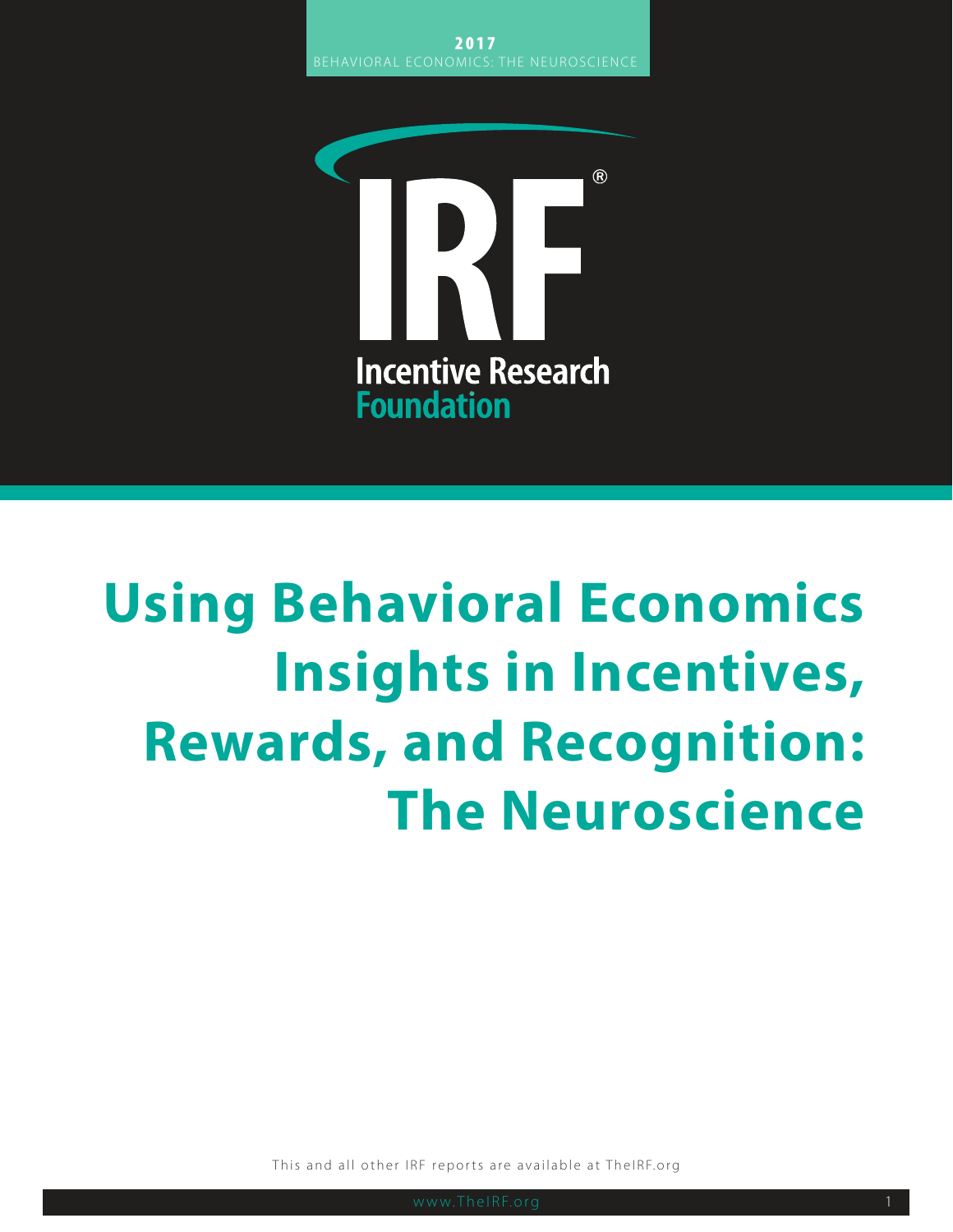**2017**
BEHAVIORAL ECONOMICS: THE NEUROSCIENCE

IRF®

Incentive Research Foundation

# Using Behavioral Economics Insights in Incentives, Rewards, and Recognition: The Neuroscience

This and all other IRF reports are available at TheIRF.org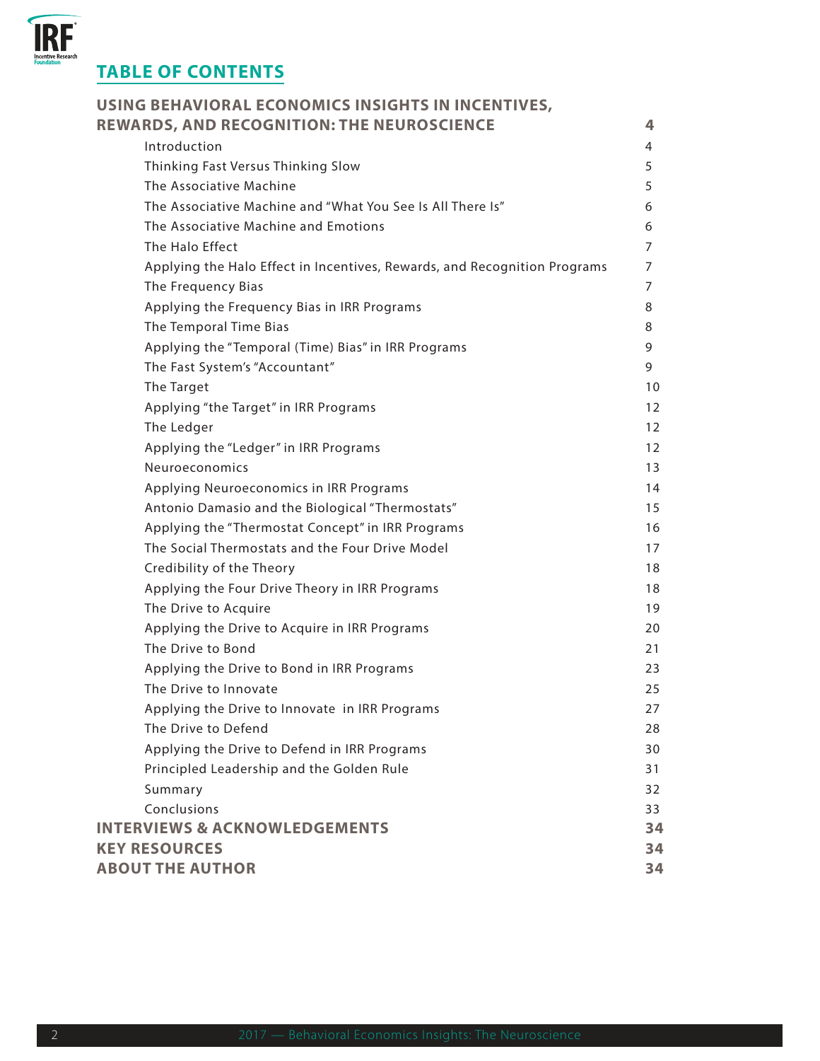# TABLE OF CONTENTS

| | |
|---|---|
| **USING BEHAVIORAL ECONOMICS INSIGHTS IN INCENTIVES, REWARDS, AND RECOGNITION: THE NEUROSCIENCE** | **4** |
| Introduction | 4 |
| Thinking Fast Versus Thinking Slow | 5 |
| The Associative Machine | 5 |
| The Associative Machine and "What You See Is All There Is" | 6 |
| The Associative Machine and Emotions | 6 |
| The Halo Effect | 7 |
| Applying the Halo Effect in Incentives, Rewards, and Recognition Programs | 7 |
| The Frequency Bias | 7 |
| Applying the Frequency Bias in IRR Programs | 8 |
| The Temporal Time Bias | 8 |
| Applying the "Temporal (Time) Bias" in IRR Programs | 9 |
| The Fast System's "Accountant" | 9 |
| The Target | 10 |
| Applying "the Target" in IRR Programs | 12 |
| The Ledger | 12 |
| Applying the "Ledger" in IRR Programs | 12 |
| Neuroeconomics | 13 |
| Applying Neuroeconomics in IRR Programs | 14 |
| Antonio Damasio and the Biological "Thermostats" | 15 |
| Applying the "Thermostat Concept" in IRR Programs | 16 |
| The Social Thermostats and the Four Drive Model | 17 |
| Credibility of the Theory | 18 |
| Applying the Four Drive Theory in IRR Programs | 18 |
| The Drive to Acquire | 19 |
| Applying the Drive to Acquire in IRR Programs | 20 |
| The Drive to Bond | 21 |
| Applying the Drive to Bond in IRR Programs | 23 |
| The Drive to Innovate | 25 |
| Applying the Drive to Innovate in IRR Programs | 27 |
| The Drive to Defend | 28 |
| Applying the Drive to Defend in IRR Programs | 30 |
| Principled Leadership and the Golden Rule | 31 |
| Summary | 32 |
| Conclusions | 33 |
| **INTERVIEWS & ACKNOWLEDGEMENTS** | **34** |
| **KEY RESOURCES** | **34** |
| **ABOUT THE AUTHOR** | **34** |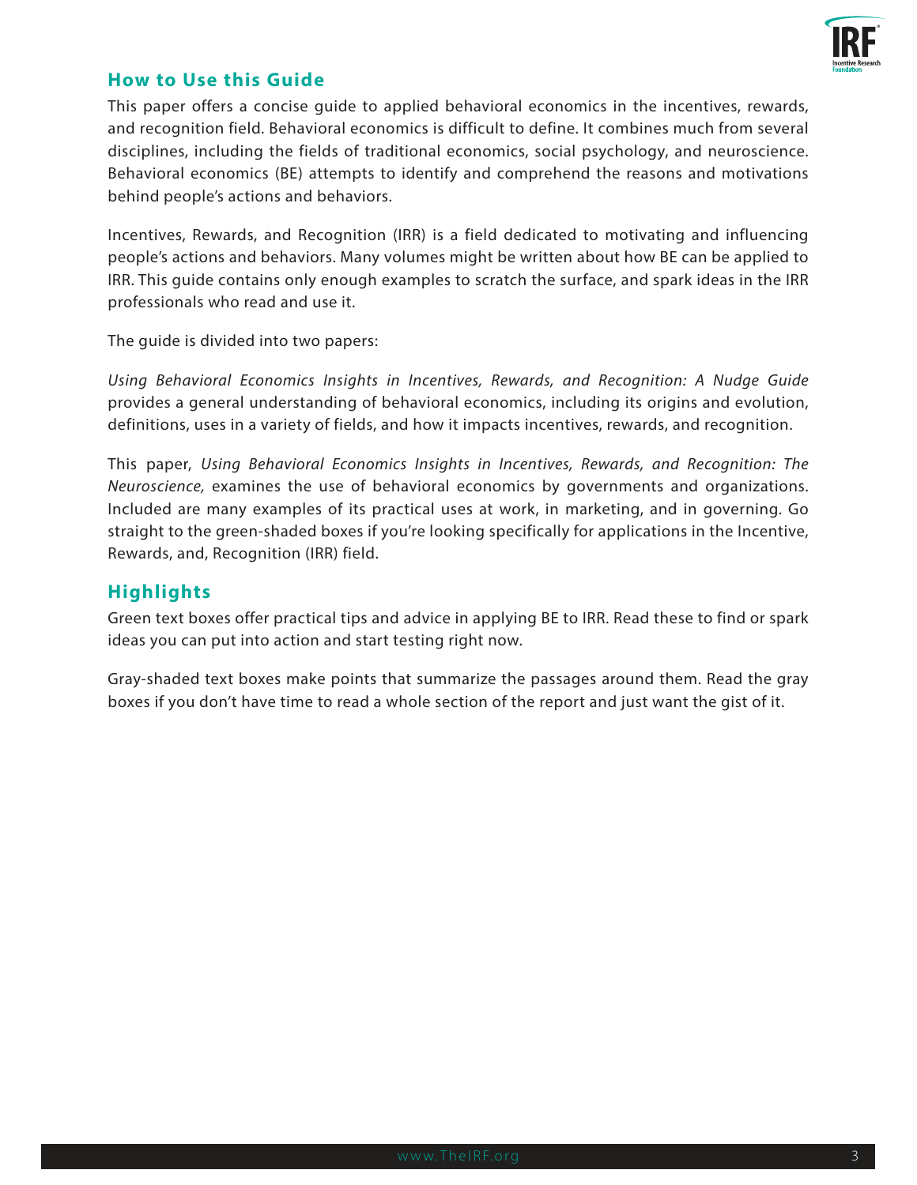## How to Use this Guide

This paper offers a concise guide to applied behavioral economics in the incentives, rewards, and recognition field. Behavioral economics is difficult to define. It combines much from several disciplines, including the fields of traditional economics, social psychology, and neuroscience. Behavioral economics (BE) attempts to identify and comprehend the reasons and motivations behind people's actions and behaviors.

Incentives, Rewards, and Recognition (IRR) is a field dedicated to motivating and influencing people's actions and behaviors. Many volumes might be written about how BE can be applied to IRR. This guide contains only enough examples to scratch the surface, and spark ideas in the IRR professionals who read and use it.

The guide is divided into two papers:

*Using Behavioral Economics Insights in Incentives, Rewards, and Recognition: A Nudge Guide* provides a general understanding of behavioral economics, including its origins and evolution, definitions, uses in a variety of fields, and how it impacts incentives, rewards, and recognition.

This paper, *Using Behavioral Economics Insights in Incentives, Rewards, and Recognition: The Neuroscience,* examines the use of behavioral economics by governments and organizations. Included are many examples of its practical uses at work, in marketing, and in governing. Go straight to the green-shaded boxes if you're looking specifically for applications in the Incentive, Rewards, and, Recognition (IRR) field.

## Highlights

Green text boxes offer practical tips and advice in applying BE to IRR. Read these to find or spark ideas you can put into action and start testing right now.

Gray-shaded text boxes make points that summarize the passages around them. Read the gray boxes if you don't have time to read a whole section of the report and just want the gist of it.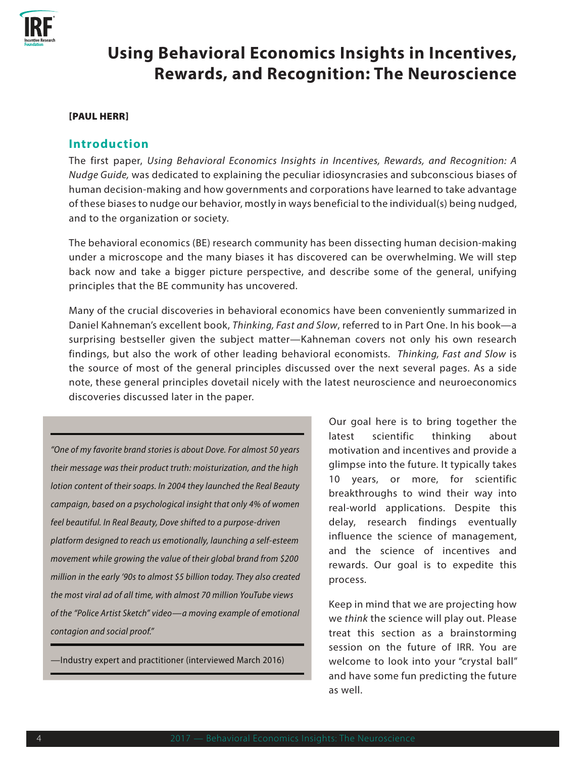# Using Behavioral Economics Insights in Incentives, Rewards, and Recognition: The Neuroscience

**[PAUL HERR]**

## Introduction

The first paper, *Using Behavioral Economics Insights in Incentives, Rewards, and Recognition: A Nudge Guide,* was dedicated to explaining the peculiar idiosyncrasies and subconscious biases of human decision-making and how governments and corporations have learned to take advantage of these biases to nudge our behavior, mostly in ways beneficial to the individual(s) being nudged, and to the organization or society.

The behavioral economics (BE) research community has been dissecting human decision-making under a microscope and the many biases it has discovered can be overwhelming. We will step back now and take a bigger picture perspective, and describe some of the general, unifying principles that the BE community has uncovered.

Many of the crucial discoveries in behavioral economics have been conveniently summarized in Daniel Kahneman's excellent book, *Thinking, Fast and Slow*, referred to in Part One. In his book—a surprising bestseller given the subject matter—Kahneman covers not only his own research findings, but also the work of other leading behavioral economists. *Thinking, Fast and Slow* is the source of most of the general principles discussed over the next several pages. As a side note, these general principles dovetail nicely with the latest neuroscience and neuroeconomics discoveries discussed later in the paper.

> *"One of my favorite brand stories is about Dove. For almost 50 years their message was their product truth: moisturization, and the high lotion content of their soaps. In 2004 they launched the Real Beauty campaign, based on a psychological insight that only 4% of women feel beautiful. In Real Beauty, Dove shifted to a purpose-driven platform designed to reach us emotionally, launching a self-esteem movement while growing the value of their global brand from $200 million in the early '90s to almost $5 billion today. They also created the most viral ad of all time, with almost 70 million YouTube views of the "Police Artist Sketch" video—a moving example of emotional contagion and social proof."*
>
> —Industry expert and practitioner (interviewed March 2016)

Our goal here is to bring together the latest scientific thinking about motivation and incentives and provide a glimpse into the future. It typically takes 10 years, or more, for scientific breakthroughs to wind their way into real-world applications. Despite this delay, research findings eventually influence the science of management, and the science of incentives and rewards. Our goal is to expedite this process.

Keep in mind that we are projecting how we *think* the science will play out. Please treat this section as a brainstorming session on the future of IRR. You are welcome to look into your "crystal ball" and have some fun predicting the future as well.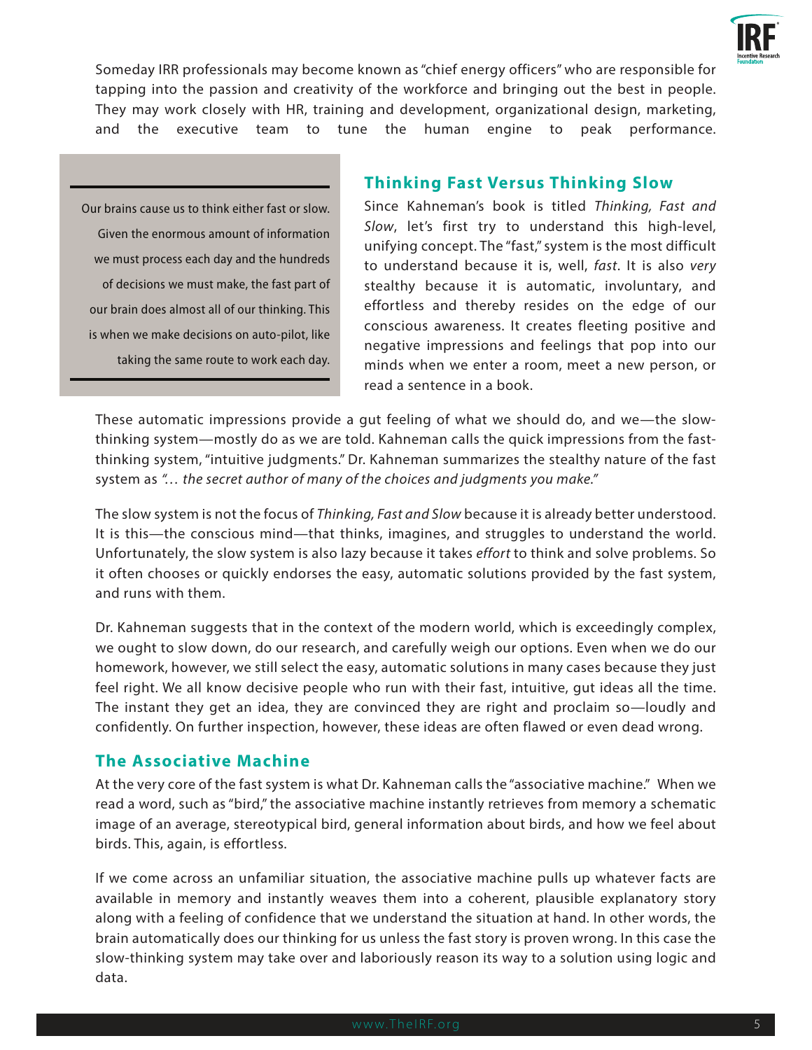Someday IRR professionals may become known as "chief energy officers" who are responsible for tapping into the passion and creativity of the workforce and bringing out the best in people. They may work closely with HR, training and development, organizational design, marketing, and the executive team to tune the human engine to peak performance.

> Our brains cause us to think either fast or slow. Given the enormous amount of information we must process each day and the hundreds of decisions we must make, the fast part of our brain does almost all of our thinking. This is when we make decisions on auto-pilot, like taking the same route to work each day.

## Thinking Fast Versus Thinking Slow

Since Kahneman's book is titled *Thinking, Fast and Slow*, let's first try to understand this high-level, unifying concept. The "fast," system is the most difficult to understand because it is, well, *fast*. It is also *very* stealthy because it is automatic, involuntary, and effortless and thereby resides on the edge of our conscious awareness. It creates fleeting positive and negative impressions and feelings that pop into our minds when we enter a room, meet a new person, or read a sentence in a book.

These automatic impressions provide a gut feeling of what we should do, and we—the slow-thinking system—mostly do as we are told. Kahneman calls the quick impressions from the fast-thinking system, "intuitive judgments." Dr. Kahneman summarizes the stealthy nature of the fast system as *"… the secret author of many of the choices and judgments you make."*

The slow system is not the focus of *Thinking, Fast and Slow* because it is already better understood. It is this—the conscious mind—that thinks, imagines, and struggles to understand the world. Unfortunately, the slow system is also lazy because it takes *effort* to think and solve problems. So it often chooses or quickly endorses the easy, automatic solutions provided by the fast system, and runs with them.

Dr. Kahneman suggests that in the context of the modern world, which is exceedingly complex, we ought to slow down, do our research, and carefully weigh our options. Even when we do our homework, however, we still select the easy, automatic solutions in many cases because they just feel right. We all know decisive people who run with their fast, intuitive, gut ideas all the time. The instant they get an idea, they are convinced they are right and proclaim so—loudly and confidently. On further inspection, however, these ideas are often flawed or even dead wrong.

## The Associative Machine

At the very core of the fast system is what Dr. Kahneman calls the "associative machine." When we read a word, such as "bird," the associative machine instantly retrieves from memory a schematic image of an average, stereotypical bird, general information about birds, and how we feel about birds. This, again, is effortless.

If we come across an unfamiliar situation, the associative machine pulls up whatever facts are available in memory and instantly weaves them into a coherent, plausible explanatory story along with a feeling of confidence that we understand the situation at hand. In other words, the brain automatically does our thinking for us unless the fast story is proven wrong. In this case the slow-thinking system may take over and laboriously reason its way to a solution using logic and data.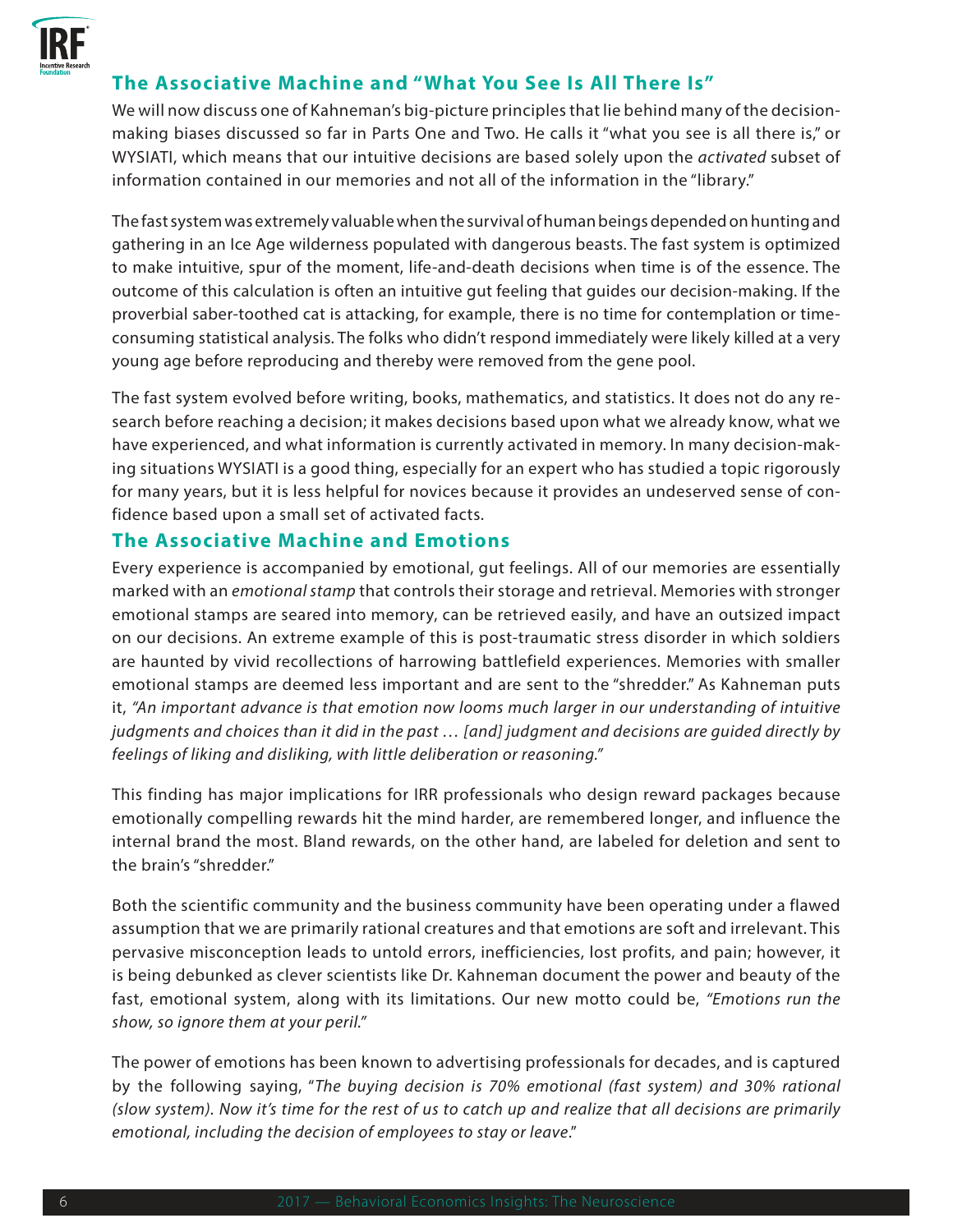## The Associative Machine and "What You See Is All There Is"

We will now discuss one of Kahneman's big-picture principles that lie behind many of the decision-making biases discussed so far in Parts One and Two. He calls it "what you see is all there is," or WYSIATI, which means that our intuitive decisions are based solely upon the *activated* subset of information contained in our memories and not all of the information in the "library."

The fast system was extremely valuable when the survival of human beings depended on hunting and gathering in an Ice Age wilderness populated with dangerous beasts. The fast system is optimized to make intuitive, spur of the moment, life-and-death decisions when time is of the essence. The outcome of this calculation is often an intuitive gut feeling that guides our decision-making. If the proverbial saber-toothed cat is attacking, for example, there is no time for contemplation or time-consuming statistical analysis. The folks who didn't respond immediately were likely killed at a very young age before reproducing and thereby were removed from the gene pool.

The fast system evolved before writing, books, mathematics, and statistics. It does not do any research before reaching a decision; it makes decisions based upon what we already know, what we have experienced, and what information is currently activated in memory. In many decision-making situations WYSIATI is a good thing, especially for an expert who has studied a topic rigorously for many years, but it is less helpful for novices because it provides an undeserved sense of confidence based upon a small set of activated facts.

## The Associative Machine and Emotions

Every experience is accompanied by emotional, gut feelings. All of our memories are essentially marked with an *emotional stamp* that controls their storage and retrieval. Memories with stronger emotional stamps are seared into memory, can be retrieved easily, and have an outsized impact on our decisions. An extreme example of this is post-traumatic stress disorder in which soldiers are haunted by vivid recollections of harrowing battlefield experiences. Memories with smaller emotional stamps are deemed less important and are sent to the "shredder." As Kahneman puts it, *"An important advance is that emotion now looms much larger in our understanding of intuitive judgments and choices than it did in the past … [and] judgment and decisions are guided directly by feelings of liking and disliking, with little deliberation or reasoning."*

This finding has major implications for IRR professionals who design reward packages because emotionally compelling rewards hit the mind harder, are remembered longer, and influence the internal brand the most. Bland rewards, on the other hand, are labeled for deletion and sent to the brain's "shredder."

Both the scientific community and the business community have been operating under a flawed assumption that we are primarily rational creatures and that emotions are soft and irrelevant. This pervasive misconception leads to untold errors, inefficiencies, lost profits, and pain; however, it is being debunked as clever scientists like Dr. Kahneman document the power and beauty of the fast, emotional system, along with its limitations. Our new motto could be, *"Emotions run the show, so ignore them at your peril."*

The power of emotions has been known to advertising professionals for decades, and is captured by the following saying, "*The buying decision is 70% emotional (fast system) and 30% rational (slow system). Now it's time for the rest of us to catch up and realize that all decisions are primarily emotional, including the decision of employees to stay or leave*."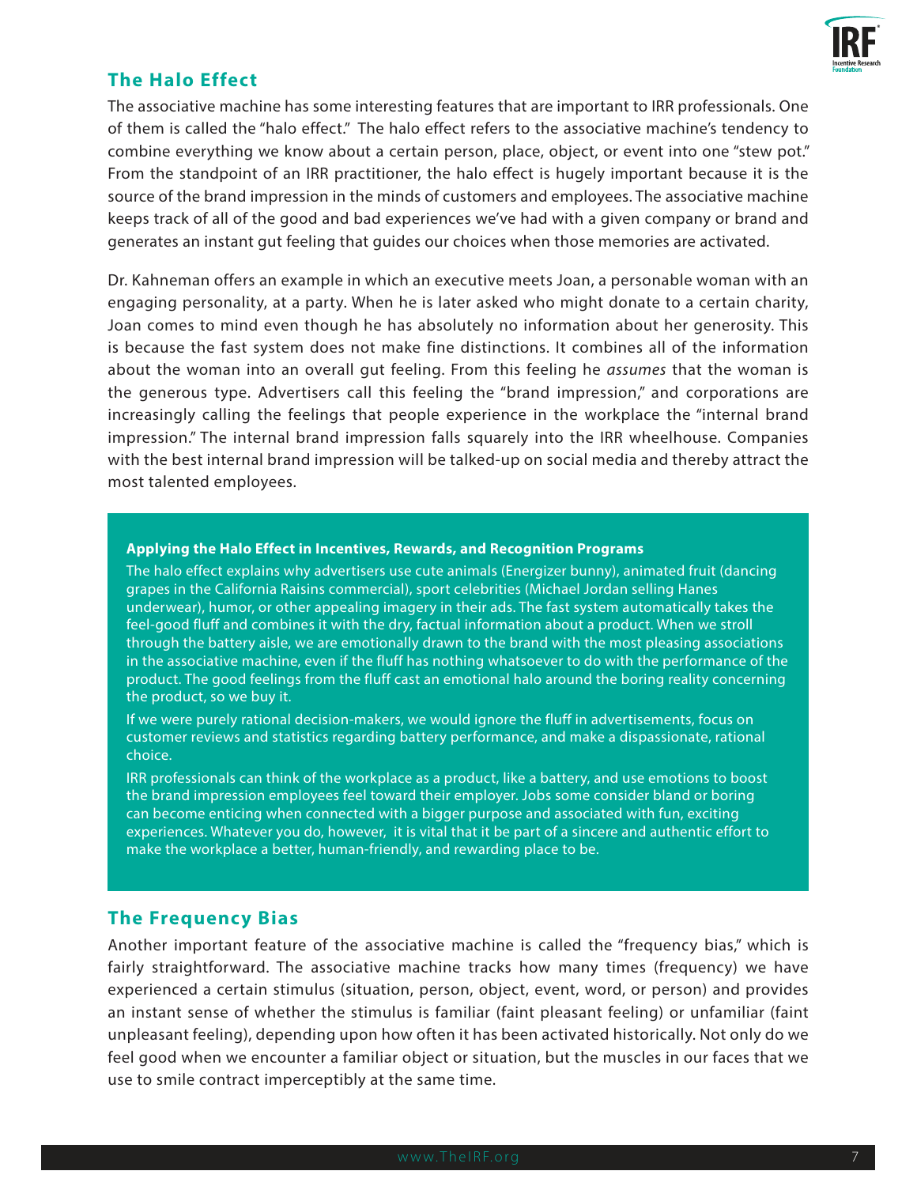## The Halo Effect

The associative machine has some interesting features that are important to IRR professionals. One of them is called the "halo effect." The halo effect refers to the associative machine's tendency to combine everything we know about a certain person, place, object, or event into one "stew pot." From the standpoint of an IRR practitioner, the halo effect is hugely important because it is the source of the brand impression in the minds of customers and employees. The associative machine keeps track of all of the good and bad experiences we've had with a given company or brand and generates an instant gut feeling that guides our choices when those memories are activated.

Dr. Kahneman offers an example in which an executive meets Joan, a personable woman with an engaging personality, at a party. When he is later asked who might donate to a certain charity, Joan comes to mind even though he has absolutely no information about her generosity. This is because the fast system does not make fine distinctions. It combines all of the information about the woman into an overall gut feeling. From this feeling he *assumes* that the woman is the generous type. Advertisers call this feeling the "brand impression," and corporations are increasingly calling the feelings that people experience in the workplace the "internal brand impression." The internal brand impression falls squarely into the IRR wheelhouse. Companies with the best internal brand impression will be talked-up on social media and thereby attract the most talented employees.

**Applying the Halo Effect in Incentives, Rewards, and Recognition Programs**

The halo effect explains why advertisers use cute animals (Energizer bunny), animated fruit (dancing grapes in the California Raisins commercial), sport celebrities (Michael Jordan selling Hanes underwear), humor, or other appealing imagery in their ads. The fast system automatically takes the feel-good fluff and combines it with the dry, factual information about a product. When we stroll through the battery aisle, we are emotionally drawn to the brand with the most pleasing associations in the associative machine, even if the fluff has nothing whatsoever to do with the performance of the product. The good feelings from the fluff cast an emotional halo around the boring reality concerning the product, so we buy it.

If we were purely rational decision-makers, we would ignore the fluff in advertisements, focus on customer reviews and statistics regarding battery performance, and make a dispassionate, rational choice.

IRR professionals can think of the workplace as a product, like a battery, and use emotions to boost the brand impression employees feel toward their employer. Jobs some consider bland or boring can become enticing when connected with a bigger purpose and associated with fun, exciting experiences. Whatever you do, however, it is vital that it be part of a sincere and authentic effort to make the workplace a better, human-friendly, and rewarding place to be.

## The Frequency Bias

Another important feature of the associative machine is called the "frequency bias," which is fairly straightforward. The associative machine tracks how many times (frequency) we have experienced a certain stimulus (situation, person, object, event, word, or person) and provides an instant sense of whether the stimulus is familiar (faint pleasant feeling) or unfamiliar (faint unpleasant feeling), depending upon how often it has been activated historically. Not only do we feel good when we encounter a familiar object or situation, but the muscles in our faces that we use to smile contract imperceptibly at the same time.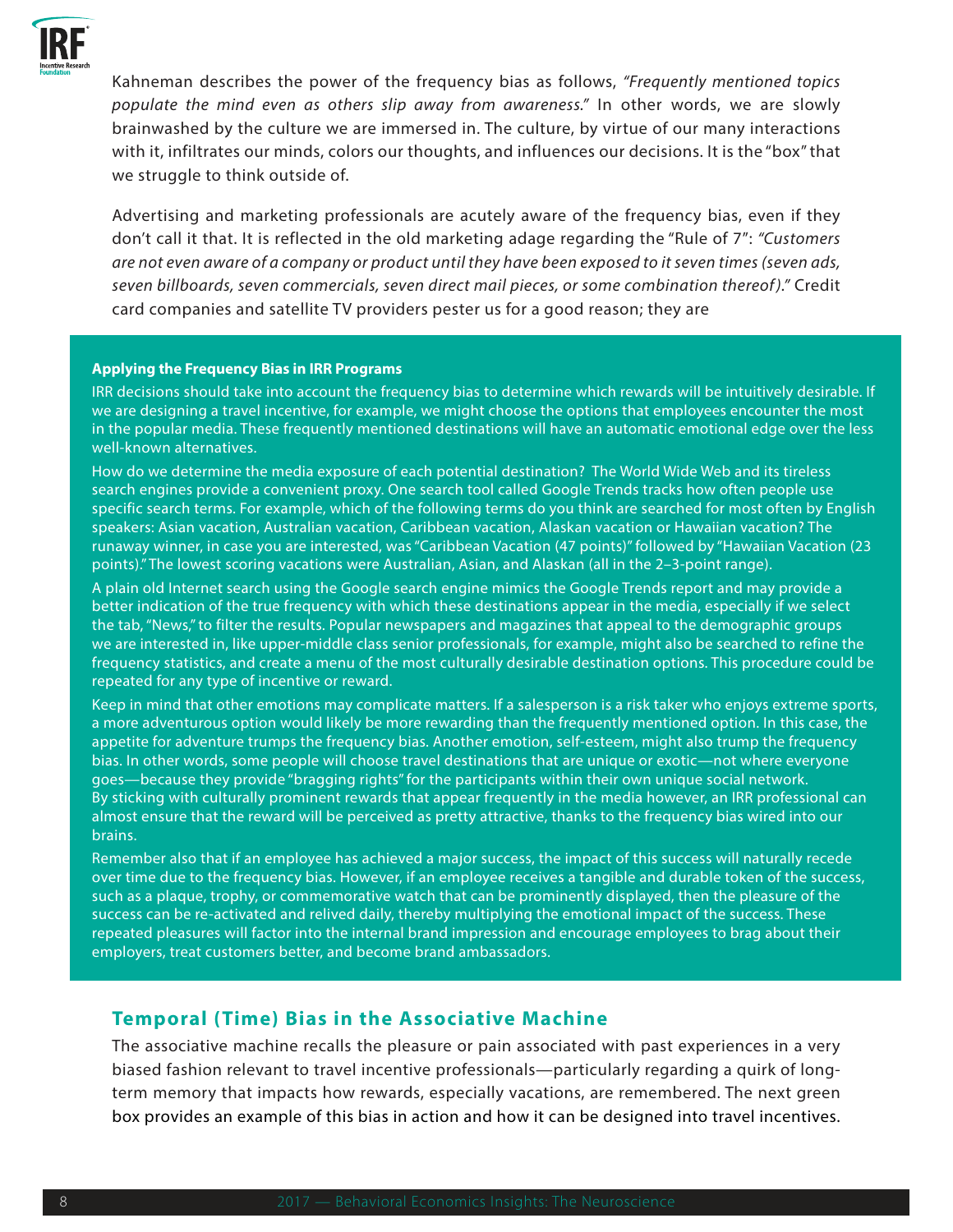Kahneman describes the power of the frequency bias as follows, *"Frequently mentioned topics populate the mind even as others slip away from awareness."* In other words, we are slowly brainwashed by the culture we are immersed in. The culture, by virtue of our many interactions with it, infiltrates our minds, colors our thoughts, and influences our decisions. It is the "box" that we struggle to think outside of.

Advertising and marketing professionals are acutely aware of the frequency bias, even if they don't call it that. It is reflected in the old marketing adage regarding the "Rule of 7": *"Customers are not even aware of a company or product until they have been exposed to it seven times (seven ads, seven billboards, seven commercials, seven direct mail pieces, or some combination thereof)."* Credit card companies and satellite TV providers pester us for a good reason; they are

**Applying the Frequency Bias in IRR Programs**

IRR decisions should take into account the frequency bias to determine which rewards will be intuitively desirable. If we are designing a travel incentive, for example, we might choose the options that employees encounter the most in the popular media. These frequently mentioned destinations will have an automatic emotional edge over the less well-known alternatives.

How do we determine the media exposure of each potential destination? The World Wide Web and its tireless search engines provide a convenient proxy. One search tool called Google Trends tracks how often people use specific search terms. For example, which of the following terms do you think are searched for most often by English speakers: Asian vacation, Australian vacation, Caribbean vacation, Alaskan vacation or Hawaiian vacation? The runaway winner, in case you are interested, was "Caribbean Vacation (47 points)" followed by "Hawaiian Vacation (23 points)." The lowest scoring vacations were Australian, Asian, and Alaskan (all in the 2–3-point range).

A plain old Internet search using the Google search engine mimics the Google Trends report and may provide a better indication of the true frequency with which these destinations appear in the media, especially if we select the tab, "News," to filter the results. Popular newspapers and magazines that appeal to the demographic groups we are interested in, like upper-middle class senior professionals, for example, might also be searched to refine the frequency statistics, and create a menu of the most culturally desirable destination options. This procedure could be repeated for any type of incentive or reward.

Keep in mind that other emotions may complicate matters. If a salesperson is a risk taker who enjoys extreme sports, a more adventurous option would likely be more rewarding than the frequently mentioned option. In this case, the appetite for adventure trumps the frequency bias. Another emotion, self-esteem, might also trump the frequency bias. In other words, some people will choose travel destinations that are unique or exotic—not where everyone goes—because they provide "bragging rights" for the participants within their own unique social network. By sticking with culturally prominent rewards that appear frequently in the media however, an IRR professional can almost ensure that the reward will be perceived as pretty attractive, thanks to the frequency bias wired into our brains.

Remember also that if an employee has achieved a major success, the impact of this success will naturally recede over time due to the frequency bias. However, if an employee receives a tangible and durable token of the success, such as a plaque, trophy, or commemorative watch that can be prominently displayed, then the pleasure of the success can be re-activated and relived daily, thereby multiplying the emotional impact of the success. These repeated pleasures will factor into the internal brand impression and encourage employees to brag about their employers, treat customers better, and become brand ambassadors.

## Temporal (Time) Bias in the Associative Machine

The associative machine recalls the pleasure or pain associated with past experiences in a very biased fashion relevant to travel incentive professionals—particularly regarding a quirk of long-term memory that impacts how rewards, especially vacations, are remembered. The next green box provides an example of this bias in action and how it can be designed into travel incentives.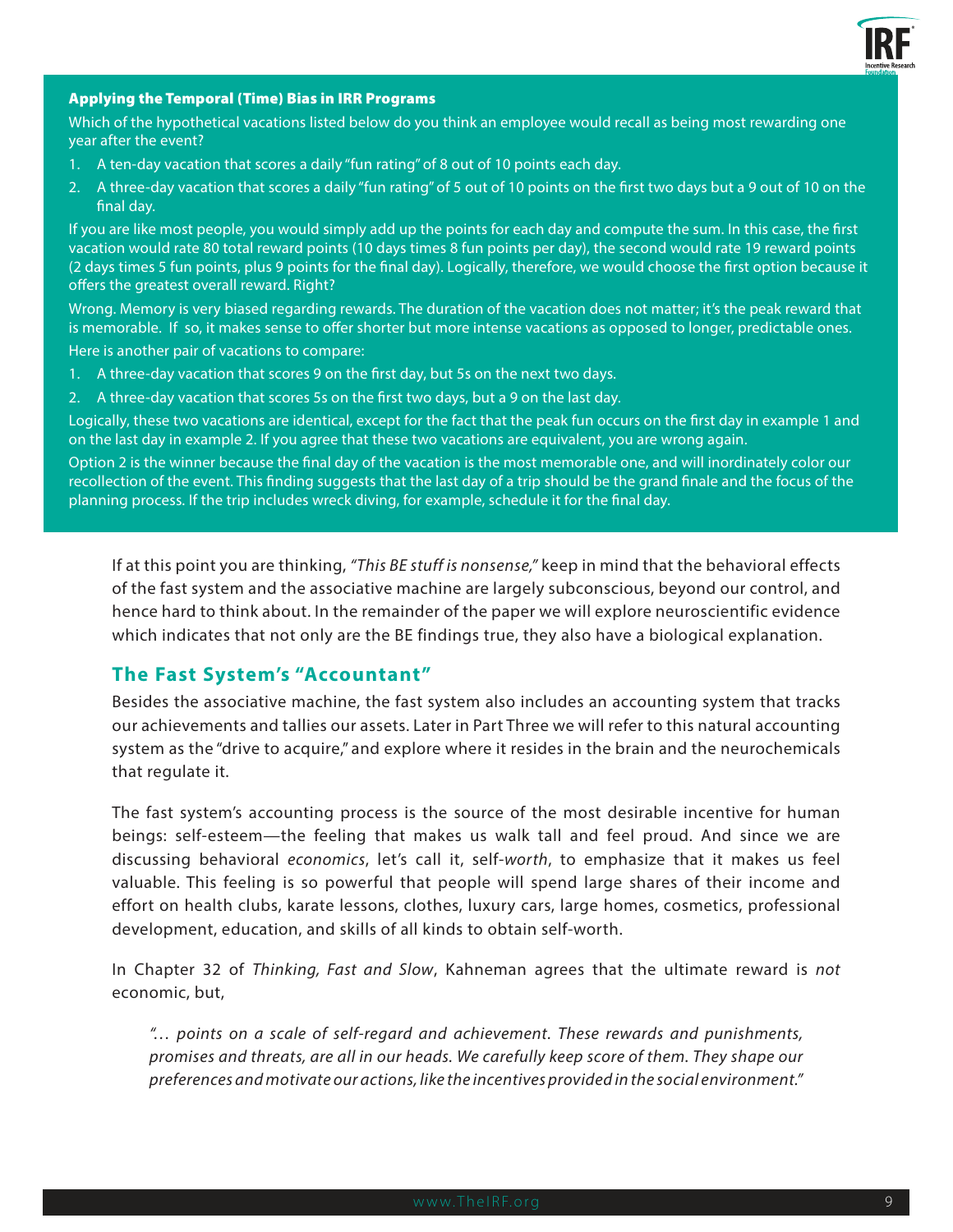#### Applying the Temporal (Time) Bias in IRR Programs

Which of the hypothetical vacations listed below do you think an employee would recall as being most rewarding one year after the event?

1. A ten-day vacation that scores a daily "fun rating" of 8 out of 10 points each day.
2. A three-day vacation that scores a daily "fun rating" of 5 out of 10 points on the first two days but a 9 out of 10 on the final day.

If you are like most people, you would simply add up the points for each day and compute the sum. In this case, the first vacation would rate 80 total reward points (10 days times 8 fun points per day), the second would rate 19 reward points (2 days times 5 fun points, plus 9 points for the final day). Logically, therefore, we would choose the first option because it offers the greatest overall reward. Right?

Wrong. Memory is very biased regarding rewards. The duration of the vacation does not matter; it's the peak reward that is memorable. If so, it makes sense to offer shorter but more intense vacations as opposed to longer, predictable ones.

Here is another pair of vacations to compare:

1. A three-day vacation that scores 9 on the first day, but 5s on the next two days.
2. A three-day vacation that scores 5s on the first two days, but a 9 on the last day.

Logically, these two vacations are identical, except for the fact that the peak fun occurs on the first day in example 1 and on the last day in example 2. If you agree that these two vacations are equivalent, you are wrong again.

Option 2 is the winner because the final day of the vacation is the most memorable one, and will inordinately color our recollection of the event. This finding suggests that the last day of a trip should be the grand finale and the focus of the planning process. If the trip includes wreck diving, for example, schedule it for the final day.

If at this point you are thinking, *"This BE stuff is nonsense,"* keep in mind that the behavioral effects of the fast system and the associative machine are largely subconscious, beyond our control, and hence hard to think about. In the remainder of the paper we will explore neuroscientific evidence which indicates that not only are the BE findings true, they also have a biological explanation.

## The Fast System's "Accountant"

Besides the associative machine, the fast system also includes an accounting system that tracks our achievements and tallies our assets. Later in Part Three we will refer to this natural accounting system as the "drive to acquire," and explore where it resides in the brain and the neurochemicals that regulate it.

The fast system's accounting process is the source of the most desirable incentive for human beings: self-esteem—the feeling that makes us walk tall and feel proud. And since we are discussing behavioral *economics*, let's call it, self-*worth*, to emphasize that it makes us feel valuable. This feeling is so powerful that people will spend large shares of their income and effort on health clubs, karate lessons, clothes, luxury cars, large homes, cosmetics, professional development, education, and skills of all kinds to obtain self-worth.

In Chapter 32 of *Thinking, Fast and Slow*, Kahneman agrees that the ultimate reward is *not* economic, but,

> *"… points on a scale of self-regard and achievement. These rewards and punishments, promises and threats, are all in our heads. We carefully keep score of them. They shape our preferences and motivate our actions, like the incentives provided in the social environment."*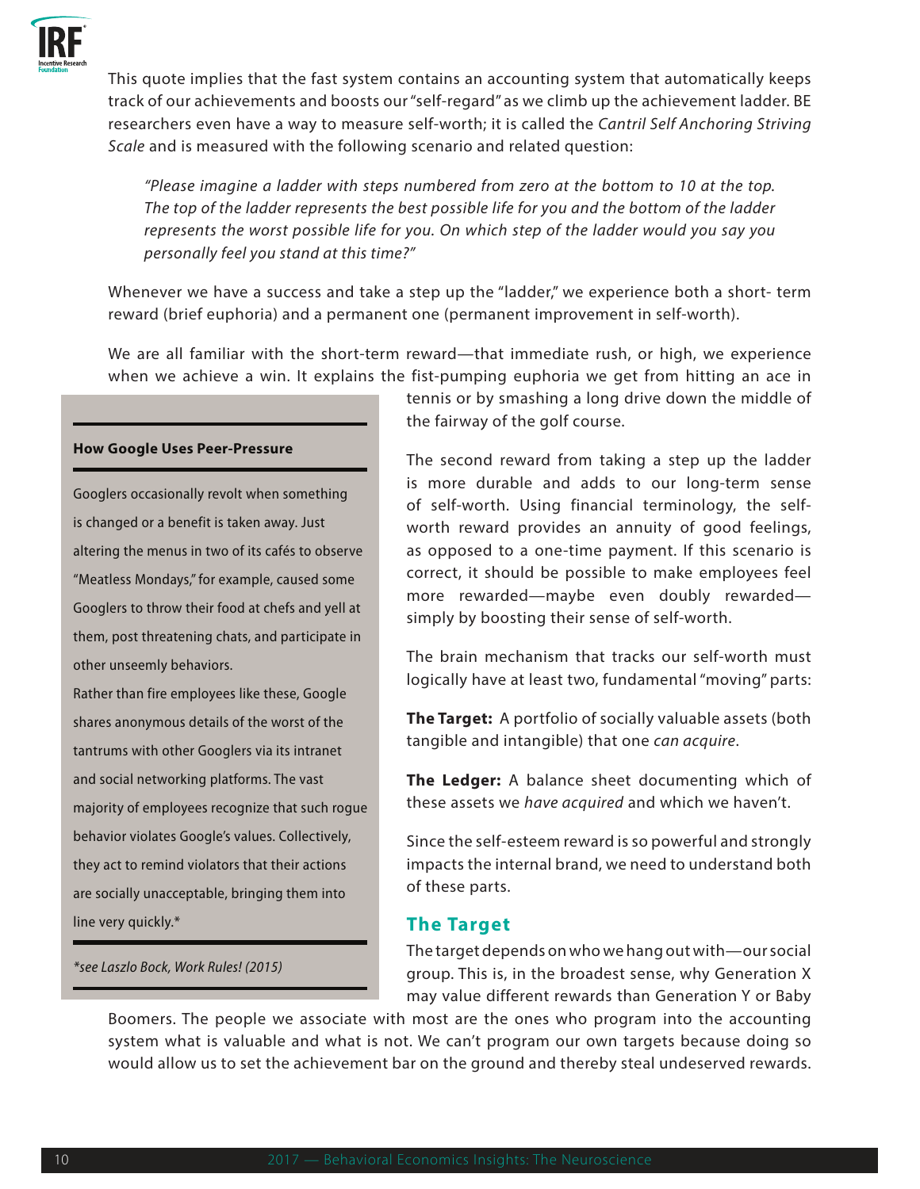This quote implies that the fast system contains an accounting system that automatically keeps track of our achievements and boosts our "self-regard" as we climb up the achievement ladder. BE researchers even have a way to measure self-worth; it is called the *Cantril Self Anchoring Striving Scale* and is measured with the following scenario and related question:

> *"Please imagine a ladder with steps numbered from zero at the bottom to 10 at the top. The top of the ladder represents the best possible life for you and the bottom of the ladder represents the worst possible life for you. On which step of the ladder would you say you personally feel you stand at this time?"*

Whenever we have a success and take a step up the "ladder," we experience both a short- term reward (brief euphoria) and a permanent one (permanent improvement in self-worth).

We are all familiar with the short-term reward—that immediate rush, or high, we experience when we achieve a win. It explains the fist-pumping euphoria we get from hitting an ace in tennis or by smashing a long drive down the middle of the fairway of the golf course.

The second reward from taking a step up the ladder is more durable and adds to our long-term sense of self-worth. Using financial terminology, the self-worth reward provides an annuity of good feelings, as opposed to a one-time payment. If this scenario is correct, it should be possible to make employees feel more rewarded—maybe even doubly rewarded—simply by boosting their sense of self-worth.

The brain mechanism that tracks our self-worth must logically have at least two, fundamental "moving" parts:

**The Target:** A portfolio of socially valuable assets (both tangible and intangible) that one *can acquire*.

**The Ledger:** A balance sheet documenting which of these assets we *have acquired* and which we haven't.

Since the self-esteem reward is so powerful and strongly impacts the internal brand, we need to understand both of these parts.

## The Target

The target depends on who we hang out with—our social group. This is, in the broadest sense, why Generation X may value different rewards than Generation Y or Baby Boomers. The people we associate with most are the ones who program into the accounting system what is valuable and what is not. We can't program our own targets because doing so would allow us to set the achievement bar on the ground and thereby steal undeserved rewards.

---

**How Google Uses Peer-Pressure**

Googlers occasionally revolt when something is changed or a benefit is taken away. Just altering the menus in two of its cafés to observe "Meatless Mondays," for example, caused some Googlers to throw their food at chefs and yell at them, post threatening chats, and participate in other unseemly behaviors.

Rather than fire employees like these, Google shares anonymous details of the worst of the tantrums with other Googlers via its intranet and social networking platforms. The vast majority of employees recognize that such rogue behavior violates Google's values. Collectively, they act to remind violators that their actions are socially unacceptable, bringing them into line very quickly.*

*\*see Laszlo Bock, Work Rules! (2015)*

---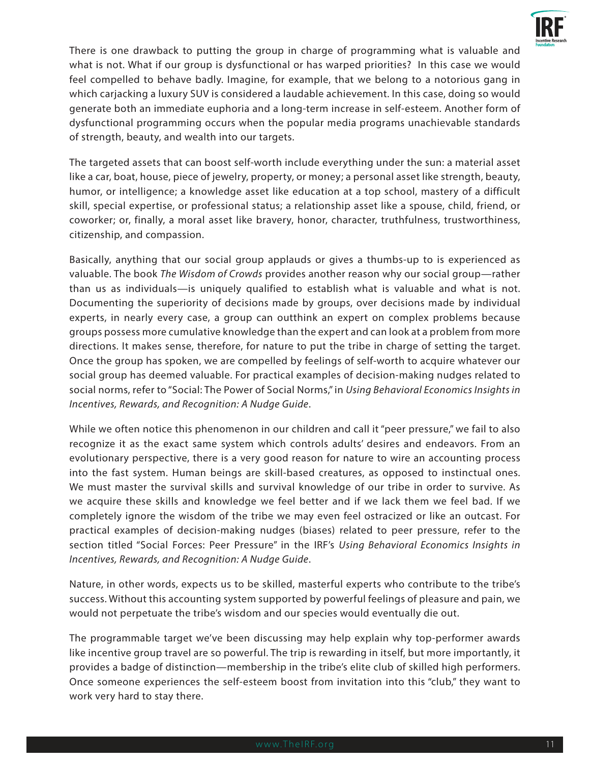There is one drawback to putting the group in charge of programming what is valuable and what is not. What if our group is dysfunctional or has warped priorities? In this case we would feel compelled to behave badly. Imagine, for example, that we belong to a notorious gang in which carjacking a luxury SUV is considered a laudable achievement. In this case, doing so would generate both an immediate euphoria and a long-term increase in self-esteem. Another form of dysfunctional programming occurs when the popular media programs unachievable standards of strength, beauty, and wealth into our targets.

The targeted assets that can boost self-worth include everything under the sun: a material asset like a car, boat, house, piece of jewelry, property, or money; a personal asset like strength, beauty, humor, or intelligence; a knowledge asset like education at a top school, mastery of a difficult skill, special expertise, or professional status; a relationship asset like a spouse, child, friend, or coworker; or, finally, a moral asset like bravery, honor, character, truthfulness, trustworthiness, citizenship, and compassion.

Basically, anything that our social group applauds or gives a thumbs-up to is experienced as valuable. The book *The Wisdom of Crowds* provides another reason why our social group—rather than us as individuals—is uniquely qualified to establish what is valuable and what is not. Documenting the superiority of decisions made by groups, over decisions made by individual experts, in nearly every case, a group can outthink an expert on complex problems because groups possess more cumulative knowledge than the expert and can look at a problem from more directions. It makes sense, therefore, for nature to put the tribe in charge of setting the target. Once the group has spoken, we are compelled by feelings of self-worth to acquire whatever our social group has deemed valuable. For practical examples of decision-making nudges related to social norms, refer to "Social: The Power of Social Norms," in *Using Behavioral Economics Insights in Incentives, Rewards, and Recognition: A Nudge Guide*.

While we often notice this phenomenon in our children and call it "peer pressure," we fail to also recognize it as the exact same system which controls adults' desires and endeavors. From an evolutionary perspective, there is a very good reason for nature to wire an accounting process into the fast system. Human beings are skill-based creatures, as opposed to instinctual ones. We must master the survival skills and survival knowledge of our tribe in order to survive. As we acquire these skills and knowledge we feel better and if we lack them we feel bad. If we completely ignore the wisdom of the tribe we may even feel ostracized or like an outcast. For practical examples of decision-making nudges (biases) related to peer pressure, refer to the section titled "Social Forces: Peer Pressure" in the IRF's *Using Behavioral Economics Insights in Incentives, Rewards, and Recognition: A Nudge Guide*.

Nature, in other words, expects us to be skilled, masterful experts who contribute to the tribe's success. Without this accounting system supported by powerful feelings of pleasure and pain, we would not perpetuate the tribe's wisdom and our species would eventually die out.

The programmable target we've been discussing may help explain why top-performer awards like incentive group travel are so powerful. The trip is rewarding in itself, but more importantly, it provides a badge of distinction—membership in the tribe's elite club of skilled high performers. Once someone experiences the self-esteem boost from invitation into this "club," they want to work very hard to stay there.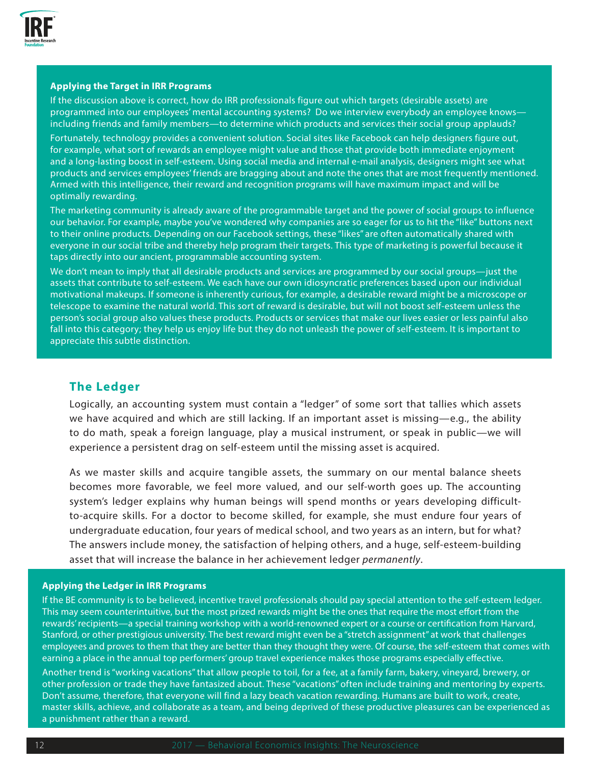### Applying the Target in IRR Programs

If the discussion above is correct, how do IRR professionals figure out which targets (desirable assets) are programmed into our employees' mental accounting systems? Do we interview everybody an employee knows—including friends and family members—to determine which products and services their social group applauds?

Fortunately, technology provides a convenient solution. Social sites like Facebook can help designers figure out, for example, what sort of rewards an employee might value and those that provide both immediate enjoyment and a long-lasting boost in self-esteem. Using social media and internal e-mail analysis, designers might see what products and services employees' friends are bragging about and note the ones that are most frequently mentioned. Armed with this intelligence, their reward and recognition programs will have maximum impact and will be optimally rewarding.

The marketing community is already aware of the programmable target and the power of social groups to influence our behavior. For example, maybe you've wondered why companies are so eager for us to hit the "like" buttons next to their online products. Depending on our Facebook settings, these "likes" are often automatically shared with everyone in our social tribe and thereby help program their targets. This type of marketing is powerful because it taps directly into our ancient, programmable accounting system.

We don't mean to imply that all desirable products and services are programmed by our social groups—just the assets that contribute to self-esteem. We each have our own idiosyncratic preferences based upon our individual motivational makeups. If someone is inherently curious, for example, a desirable reward might be a microscope or telescope to examine the natural world. This sort of reward is desirable, but will not boost self-esteem unless the person's social group also values these products. Products or services that make our lives easier or less painful also fall into this category; they help us enjoy life but they do not unleash the power of self-esteem. It is important to appreciate this subtle distinction.

## The Ledger

Logically, an accounting system must contain a "ledger" of some sort that tallies which assets we have acquired and which are still lacking. If an important asset is missing—e.g., the ability to do math, speak a foreign language, play a musical instrument, or speak in public—we will experience a persistent drag on self-esteem until the missing asset is acquired.

As we master skills and acquire tangible assets, the summary on our mental balance sheets becomes more favorable, we feel more valued, and our self-worth goes up. The accounting system's ledger explains why human beings will spend months or years developing difficult-to-acquire skills. For a doctor to become skilled, for example, she must endure four years of undergraduate education, four years of medical school, and two years as an intern, but for what? The answers include money, the satisfaction of helping others, and a huge, self-esteem-building asset that will increase the balance in her achievement ledger *permanently*.

### Applying the Ledger in IRR Programs

If the BE community is to be believed, incentive travel professionals should pay special attention to the self-esteem ledger. This may seem counterintuitive, but the most prized rewards might be the ones that require the most effort from the rewards' recipients—a special training workshop with a world-renowned expert or a course or certification from Harvard, Stanford, or other prestigious university. The best reward might even be a "stretch assignment" at work that challenges employees and proves to them that they are better than they thought they were. Of course, the self-esteem that comes with earning a place in the annual top performers' group travel experience makes those programs especially effective.

Another trend is "working vacations" that allow people to toil, for a fee, at a family farm, bakery, vineyard, brewery, or other profession or trade they have fantasized about. These "vacations" often include training and mentoring by experts. Don't assume, therefore, that everyone will find a lazy beach vacation rewarding. Humans are built to work, create, master skills, achieve, and collaborate as a team, and being deprived of these productive pleasures can be experienced as a punishment rather than a reward.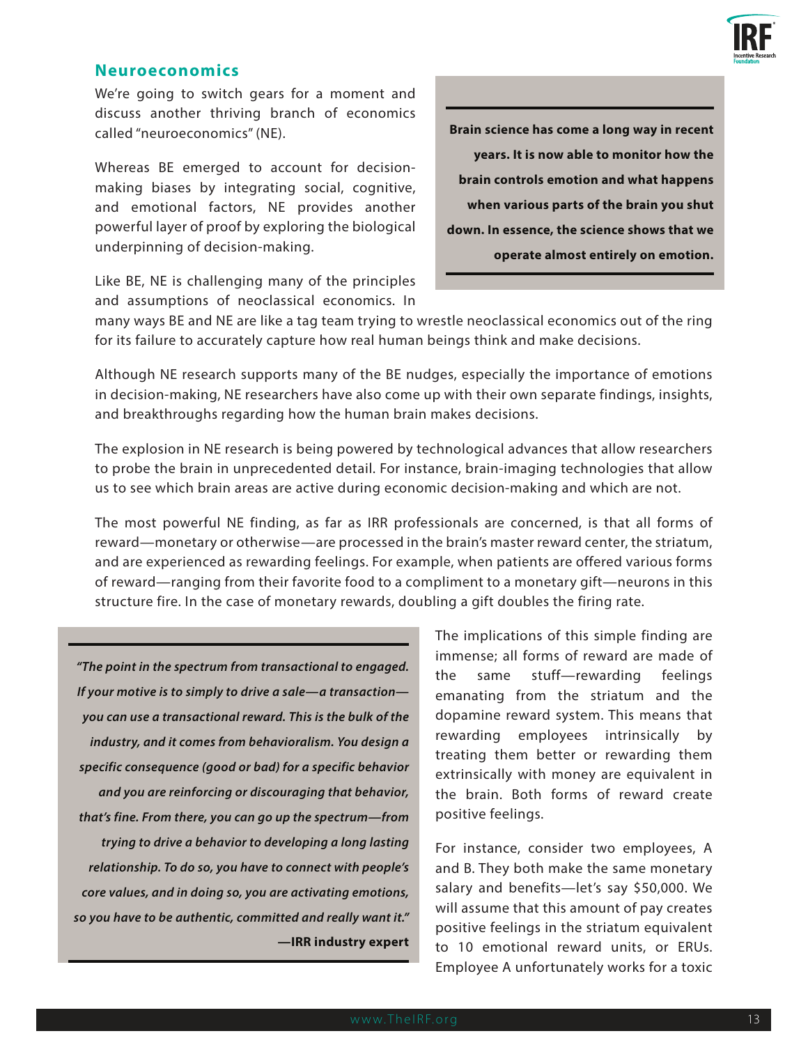## Neuroeconomics

We're going to switch gears for a moment and discuss another thriving branch of economics called "neuroeconomics" (NE).

Whereas BE emerged to account for decision-making biases by integrating social, cognitive, and emotional factors, NE provides another powerful layer of proof by exploring the biological underpinning of decision-making.

> **Brain science has come a long way in recent years. It is now able to monitor how the brain controls emotion and what happens when various parts of the brain you shut down. In essence, the science shows that we operate almost entirely on emotion.**

Like BE, NE is challenging many of the principles and assumptions of neoclassical economics. In many ways BE and NE are like a tag team trying to wrestle neoclassical economics out of the ring for its failure to accurately capture how real human beings think and make decisions.

Although NE research supports many of the BE nudges, especially the importance of emotions in decision-making, NE researchers have also come up with their own separate findings, insights, and breakthroughs regarding how the human brain makes decisions.

The explosion in NE research is being powered by technological advances that allow researchers to probe the brain in unprecedented detail. For instance, brain-imaging technologies that allow us to see which brain areas are active during economic decision-making and which are not.

The most powerful NE finding, as far as IRR professionals are concerned, is that all forms of reward—monetary or otherwise—are processed in the brain's master reward center, the striatum, and are experienced as rewarding feelings. For example, when patients are offered various forms of reward—ranging from their favorite food to a compliment to a monetary gift—neurons in this structure fire. In the case of monetary rewards, doubling a gift doubles the firing rate.

> ***"The point in the spectrum from transactional to engaged. If your motive is to simply to drive a sale—a transaction—you can use a transactional reward. This is the bulk of the industry, and it comes from behavioralism. You design a specific consequence (good or bad) for a specific behavior and you are reinforcing or discouraging that behavior, that's fine. From there, you can go up the spectrum—from trying to drive a behavior to developing a long lasting relationship. To do so, you have to connect with people's core values, and in doing so, you are activating emotions, so you have to be authentic, committed and really want it."***
>
> **—IRR industry expert**

The implications of this simple finding are immense; all forms of reward are made of the same stuff—rewarding feelings emanating from the striatum and the dopamine reward system. This means that rewarding employees intrinsically by treating them better or rewarding them extrinsically with money are equivalent in the brain. Both forms of reward create positive feelings.

For instance, consider two employees, A and B. They both make the same monetary salary and benefits—let's say $50,000. We will assume that this amount of pay creates positive feelings in the striatum equivalent to 10 emotional reward units, or ERUs. Employee A unfortunately works for a toxic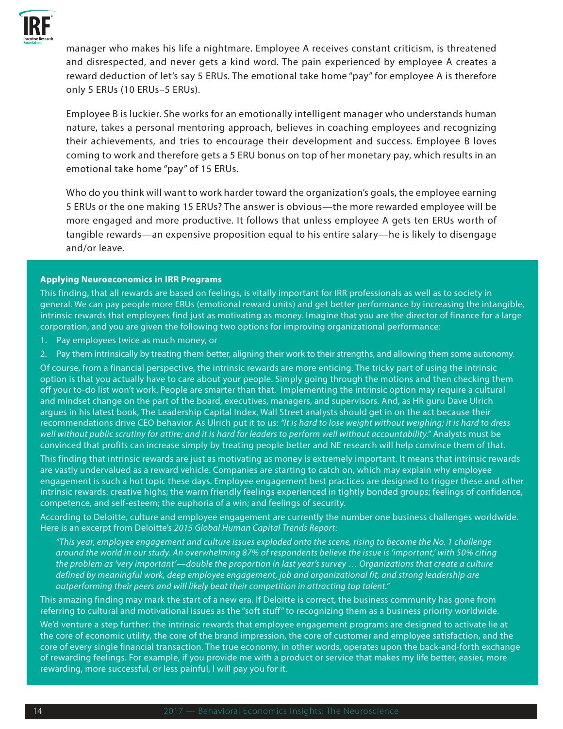manager who makes his life a nightmare. Employee A receives constant criticism, is threatened and disrespected, and never gets a kind word. The pain experienced by employee A creates a reward deduction of let's say 5 ERUs. The emotional take home "pay" for employee A is therefore only 5 ERUs (10 ERUs–5 ERUs).

Employee B is luckier. She works for an emotionally intelligent manager who understands human nature, takes a personal mentoring approach, believes in coaching employees and recognizing their achievements, and tries to encourage their development and success. Employee B loves coming to work and therefore gets a 5 ERU bonus on top of her monetary pay, which results in an emotional take home "pay" of 15 ERUs.

Who do you think will want to work harder toward the organization's goals, the employee earning 5 ERUs or the one making 15 ERUs? The answer is obvious—the more rewarded employee will be more engaged and more productive. It follows that unless employee A gets ten ERUs worth of tangible rewards—an expensive proposition equal to his entire salary—he is likely to disengage and/or leave.

**Applying Neuroeconomics in IRR Programs**

This finding, that all rewards are based on feelings, is vitally important for IRR professionals as well as to society in general. We can pay people more ERUs (emotional reward units) and get better performance by increasing the intangible, intrinsic rewards that employees find just as motivating as money. Imagine that you are the director of finance for a large corporation, and you are given the following two options for improving organizational performance:

1. Pay employees twice as much money, or
2. Pay them intrinsically by treating them better, aligning their work to their strengths, and allowing them some autonomy.

Of course, from a financial perspective, the intrinsic rewards are more enticing. The tricky part of using the intrinsic option is that you actually have to care about your people. Simply going through the motions and then checking them off your to-do list won't work. People are smarter than that. Implementing the intrinsic option may require a cultural and mindset change on the part of the board, executives, managers, and supervisors. And, as HR guru Dave Ulrich argues in his latest book, The Leadership Capital Index, Wall Street analysts should get in on the act because their recommendations drive CEO behavior. As Ulrich put it to us: *"It is hard to lose weight without weighing; it is hard to dress well without public scrutiny for attire; and it is hard for leaders to perform well without accountability."* Analysts must be convinced that profits can increase simply by treating people better and NE research will help convince them of that.

This finding that intrinsic rewards are just as motivating as money is extremely important. It means that intrinsic rewards are vastly undervalued as a reward vehicle. Companies are starting to catch on, which may explain why employee engagement is such a hot topic these days. Employee engagement best practices are designed to trigger these and other intrinsic rewards: creative highs; the warm friendly feelings experienced in tightly bonded groups; feelings of confidence, competence, and self-esteem; the euphoria of a win; and feelings of security.

According to Deloitte, culture and employee engagement are currently the number one business challenges worldwide. Here is an excerpt from Deloitte's *2015 Global Human Capital Trends Report*:

> *"This year, employee engagement and culture issues exploded onto the scene, rising to become the No. 1 challenge around the world in our study. An overwhelming 87% of respondents believe the issue is 'important,' with 50% citing the problem as 'very important'—double the proportion in last year's survey … Organizations that create a culture defined by meaningful work, deep employee engagement, job and organizational fit, and strong leadership are outperforming their peers and will likely beat their competition in attracting top talent."*

This amazing finding may mark the start of a new era. If Deloitte is correct, the business community has gone from referring to cultural and motivational issues as the "soft stuff" to recognizing them as a business priority worldwide.

We'd venture a step further: the intrinsic rewards that employee engagement programs are designed to activate lie at the core of economic utility, the core of the brand impression, the core of customer and employee satisfaction, and the core of every single financial transaction. The true economy, in other words, operates upon the back-and-forth exchange of rewarding feelings. For example, if you provide me with a product or service that makes my life better, easier, more rewarding, more successful, or less painful, I will pay you for it.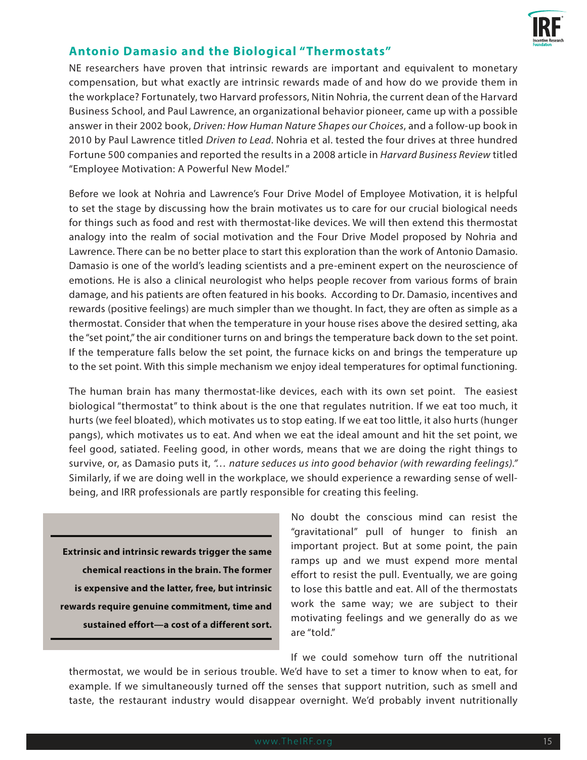## Antonio Damasio and the Biological "Thermostats"

NE researchers have proven that intrinsic rewards are important and equivalent to monetary compensation, but what exactly are intrinsic rewards made of and how do we provide them in the workplace? Fortunately, two Harvard professors, Nitin Nohria, the current dean of the Harvard Business School, and Paul Lawrence, an organizational behavior pioneer, came up with a possible answer in their 2002 book, *Driven: How Human Nature Shapes our Choices*, and a follow-up book in 2010 by Paul Lawrence titled *Driven to Lead*. Nohria et al. tested the four drives at three hundred Fortune 500 companies and reported the results in a 2008 article in *Harvard Business Review* titled "Employee Motivation: A Powerful New Model."

Before we look at Nohria and Lawrence's Four Drive Model of Employee Motivation, it is helpful to set the stage by discussing how the brain motivates us to care for our crucial biological needs for things such as food and rest with thermostat-like devices. We will then extend this thermostat analogy into the realm of social motivation and the Four Drive Model proposed by Nohria and Lawrence. There can be no better place to start this exploration than the work of Antonio Damasio. Damasio is one of the world's leading scientists and a pre-eminent expert on the neuroscience of emotions. He is also a clinical neurologist who helps people recover from various forms of brain damage, and his patients are often featured in his books. According to Dr. Damasio, incentives and rewards (positive feelings) are much simpler than we thought. In fact, they are often as simple as a thermostat. Consider that when the temperature in your house rises above the desired setting, aka the "set point," the air conditioner turns on and brings the temperature back down to the set point. If the temperature falls below the set point, the furnace kicks on and brings the temperature up to the set point. With this simple mechanism we enjoy ideal temperatures for optimal functioning.

The human brain has many thermostat-like devices, each with its own set point. The easiest biological "thermostat" to think about is the one that regulates nutrition. If we eat too much, it hurts (we feel bloated), which motivates us to stop eating. If we eat too little, it also hurts (hunger pangs), which motivates us to eat. And when we eat the ideal amount and hit the set point, we feel good, satiated. Feeling good, in other words, means that we are doing the right things to survive, or, as Damasio puts it, *"… nature seduces us into good behavior (with rewarding feelings)."* Similarly, if we are doing well in the workplace, we should experience a rewarding sense of well-being, and IRR professionals are partly responsible for creating this feeling.

> **Extrinsic and intrinsic rewards trigger the same chemical reactions in the brain. The former is expensive and the latter, free, but intrinsic rewards require genuine commitment, time and sustained effort—a cost of a different sort.**

No doubt the conscious mind can resist the "gravitational" pull of hunger to finish an important project. But at some point, the pain ramps up and we must expend more mental effort to resist the pull. Eventually, we are going to lose this battle and eat. All of the thermostats work the same way; we are subject to their motivating feelings and we generally do as we are "told."

If we could somehow turn off the nutritional thermostat, we would be in serious trouble. We'd have to set a timer to know when to eat, for example. If we simultaneously turned off the senses that support nutrition, such as smell and taste, the restaurant industry would disappear overnight. We'd probably invent nutritionally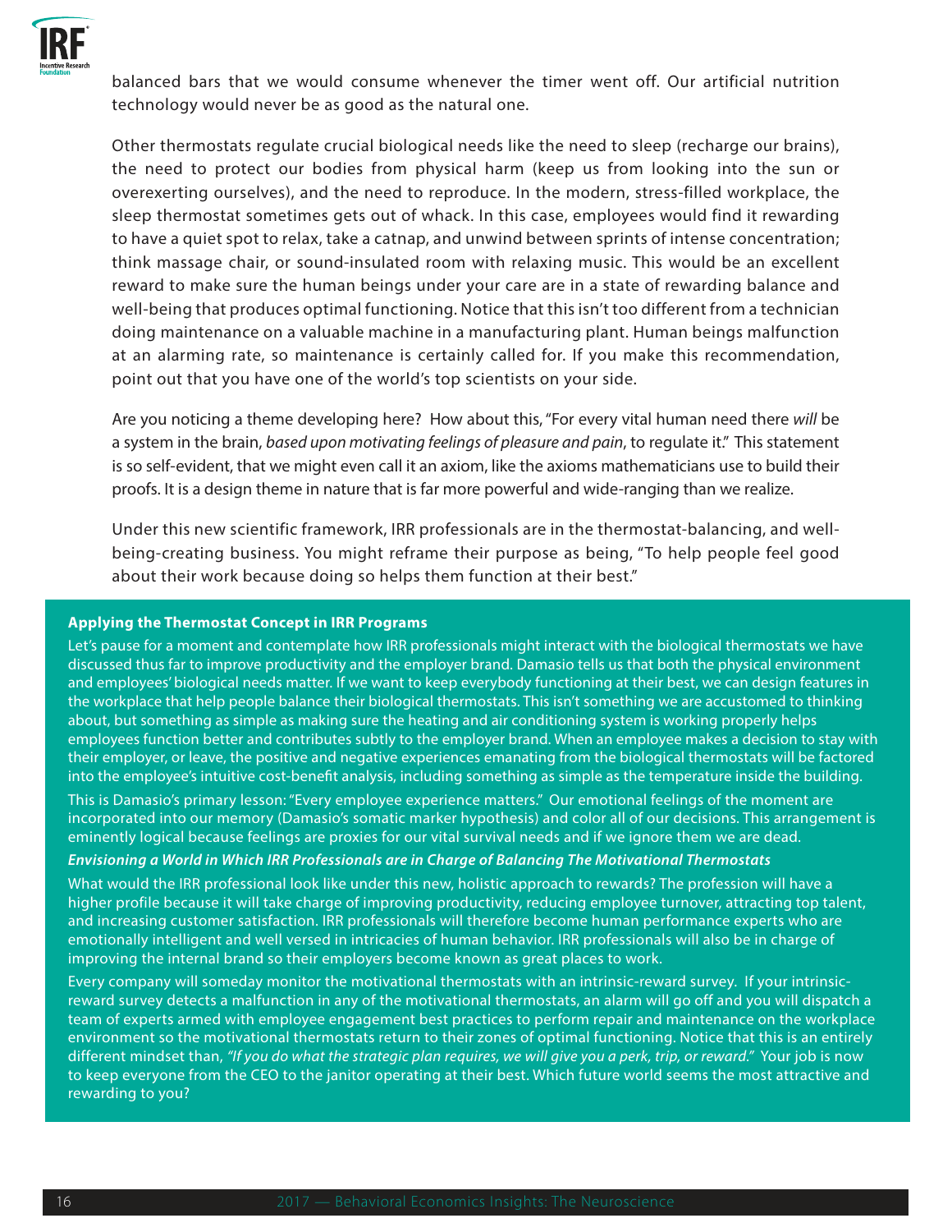balanced bars that we would consume whenever the timer went off. Our artificial nutrition technology would never be as good as the natural one.

Other thermostats regulate crucial biological needs like the need to sleep (recharge our brains), the need to protect our bodies from physical harm (keep us from looking into the sun or overexerting ourselves), and the need to reproduce. In the modern, stress-filled workplace, the sleep thermostat sometimes gets out of whack. In this case, employees would find it rewarding to have a quiet spot to relax, take a catnap, and unwind between sprints of intense concentration; think massage chair, or sound-insulated room with relaxing music. This would be an excellent reward to make sure the human beings under your care are in a state of rewarding balance and well-being that produces optimal functioning. Notice that this isn't too different from a technician doing maintenance on a valuable machine in a manufacturing plant. Human beings malfunction at an alarming rate, so maintenance is certainly called for. If you make this recommendation, point out that you have one of the world's top scientists on your side.

Are you noticing a theme developing here? How about this, "For every vital human need there *will* be a system in the brain, *based upon motivating feelings of pleasure and pain*, to regulate it." This statement is so self-evident, that we might even call it an axiom, like the axioms mathematicians use to build their proofs. It is a design theme in nature that is far more powerful and wide-ranging than we realize.

Under this new scientific framework, IRR professionals are in the thermostat-balancing, and well-being-creating business. You might reframe their purpose as being, "To help people feel good about their work because doing so helps them function at their best."

**Applying the Thermostat Concept in IRR Programs**

Let's pause for a moment and contemplate how IRR professionals might interact with the biological thermostats we have discussed thus far to improve productivity and the employer brand. Damasio tells us that both the physical environment and employees' biological needs matter. If we want to keep everybody functioning at their best, we can design features in the workplace that help people balance their biological thermostats. This isn't something we are accustomed to thinking about, but something as simple as making sure the heating and air conditioning system is working properly helps employees function better and contributes subtly to the employer brand. When an employee makes a decision to stay with their employer, or leave, the positive and negative experiences emanating from the biological thermostats will be factored into the employee's intuitive cost-benefit analysis, including something as simple as the temperature inside the building.

This is Damasio's primary lesson: "Every employee experience matters." Our emotional feelings of the moment are incorporated into our memory (Damasio's somatic marker hypothesis) and color all of our decisions. This arrangement is eminently logical because feelings are proxies for our vital survival needs and if we ignore them we are dead.

***Envisioning a World in Which IRR Professionals are in Charge of Balancing The Motivational Thermostats***

What would the IRR professional look like under this new, holistic approach to rewards? The profession will have a higher profile because it will take charge of improving productivity, reducing employee turnover, attracting top talent, and increasing customer satisfaction. IRR professionals will therefore become human performance experts who are emotionally intelligent and well versed in intricacies of human behavior. IRR professionals will also be in charge of improving the internal brand so their employers become known as great places to work.

Every company will someday monitor the motivational thermostats with an intrinsic-reward survey. If your intrinsic-reward survey detects a malfunction in any of the motivational thermostats, an alarm will go off and you will dispatch a team of experts armed with employee engagement best practices to perform repair and maintenance on the workplace environment so the motivational thermostats return to their zones of optimal functioning. Notice that this is an entirely different mindset than, *"If you do what the strategic plan requires, we will give you a perk, trip, or reward."* Your job is now to keep everyone from the CEO to the janitor operating at their best. Which future world seems the most attractive and rewarding to you?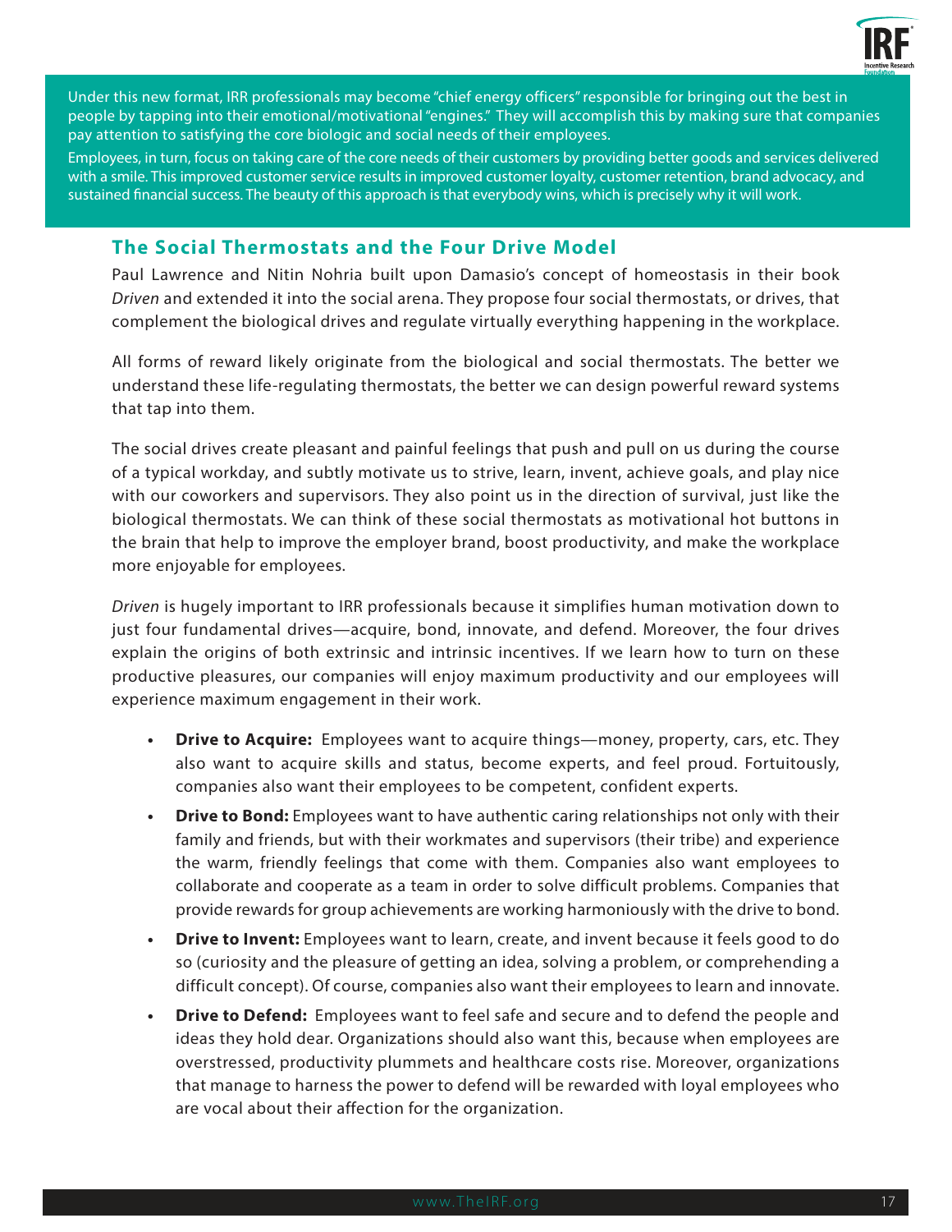Under this new format, IRR professionals may become "chief energy officers" responsible for bringing out the best in people by tapping into their emotional/motivational "engines." They will accomplish this by making sure that companies pay attention to satisfying the core biologic and social needs of their employees.

Employees, in turn, focus on taking care of the core needs of their customers by providing better goods and services delivered with a smile. This improved customer service results in improved customer loyalty, customer retention, brand advocacy, and sustained financial success. The beauty of this approach is that everybody wins, which is precisely why it will work.

## The Social Thermostats and the Four Drive Model

Paul Lawrence and Nitin Nohria built upon Damasio's concept of homeostasis in their book *Driven* and extended it into the social arena. They propose four social thermostats, or drives, that complement the biological drives and regulate virtually everything happening in the workplace.

All forms of reward likely originate from the biological and social thermostats. The better we understand these life-regulating thermostats, the better we can design powerful reward systems that tap into them.

The social drives create pleasant and painful feelings that push and pull on us during the course of a typical workday, and subtly motivate us to strive, learn, invent, achieve goals, and play nice with our coworkers and supervisors. They also point us in the direction of survival, just like the biological thermostats. We can think of these social thermostats as motivational hot buttons in the brain that help to improve the employer brand, boost productivity, and make the workplace more enjoyable for employees.

*Driven* is hugely important to IRR professionals because it simplifies human motivation down to just four fundamental drives—acquire, bond, innovate, and defend. Moreover, the four drives explain the origins of both extrinsic and intrinsic incentives. If we learn how to turn on these productive pleasures, our companies will enjoy maximum productivity and our employees will experience maximum engagement in their work.

- **Drive to Acquire:** Employees want to acquire things—money, property, cars, etc. They also want to acquire skills and status, become experts, and feel proud. Fortuitously, companies also want their employees to be competent, confident experts.
- **Drive to Bond:** Employees want to have authentic caring relationships not only with their family and friends, but with their workmates and supervisors (their tribe) and experience the warm, friendly feelings that come with them. Companies also want employees to collaborate and cooperate as a team in order to solve difficult problems. Companies that provide rewards for group achievements are working harmoniously with the drive to bond.
- **Drive to Invent:** Employees want to learn, create, and invent because it feels good to do so (curiosity and the pleasure of getting an idea, solving a problem, or comprehending a difficult concept). Of course, companies also want their employees to learn and innovate.
- **Drive to Defend:** Employees want to feel safe and secure and to defend the people and ideas they hold dear. Organizations should also want this, because when employees are overstressed, productivity plummets and healthcare costs rise. Moreover, organizations that manage to harness the power to defend will be rewarded with loyal employees who are vocal about their affection for the organization.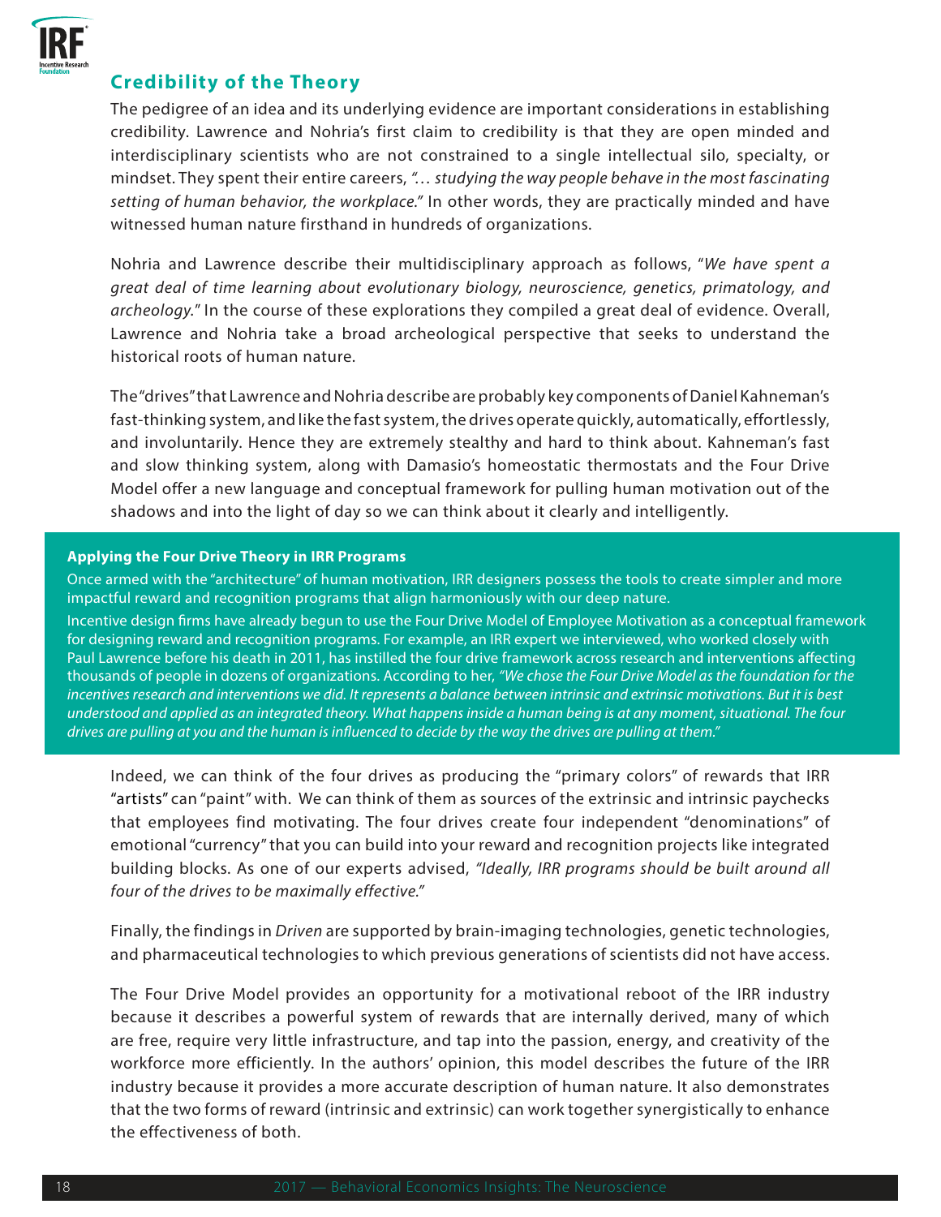## Credibility of the Theory

The pedigree of an idea and its underlying evidence are important considerations in establishing credibility. Lawrence and Nohria's first claim to credibility is that they are open minded and interdisciplinary scientists who are not constrained to a single intellectual silo, specialty, or mindset. They spent their entire careers, *"… studying the way people behave in the most fascinating setting of human behavior, the workplace."* In other words, they are practically minded and have witnessed human nature firsthand in hundreds of organizations.

Nohria and Lawrence describe their multidisciplinary approach as follows, "*We have spent a great deal of time learning about evolutionary biology, neuroscience, genetics, primatology, and archeology.*" In the course of these explorations they compiled a great deal of evidence. Overall, Lawrence and Nohria take a broad archeological perspective that seeks to understand the historical roots of human nature.

The "drives" that Lawrence and Nohria describe are probably key components of Daniel Kahneman's fast-thinking system, and like the fast system, the drives operate quickly, automatically, effortlessly, and involuntarily. Hence they are extremely stealthy and hard to think about. Kahneman's fast and slow thinking system, along with Damasio's homeostatic thermostats and the Four Drive Model offer a new language and conceptual framework for pulling human motivation out of the shadows and into the light of day so we can think about it clearly and intelligently.

**Applying the Four Drive Theory in IRR Programs**

Once armed with the "architecture" of human motivation, IRR designers possess the tools to create simpler and more impactful reward and recognition programs that align harmoniously with our deep nature.

Incentive design firms have already begun to use the Four Drive Model of Employee Motivation as a conceptual framework for designing reward and recognition programs. For example, an IRR expert we interviewed, who worked closely with Paul Lawrence before his death in 2011, has instilled the four drive framework across research and interventions affecting thousands of people in dozens of organizations. According to her, *"We chose the Four Drive Model as the foundation for the incentives research and interventions we did. It represents a balance between intrinsic and extrinsic motivations. But it is best understood and applied as an integrated theory. What happens inside a human being is at any moment, situational. The four drives are pulling at you and the human is influenced to decide by the way the drives are pulling at them."*

Indeed, we can think of the four drives as producing the "primary colors" of rewards that IRR "artists" can "paint" with. We can think of them as sources of the extrinsic and intrinsic paychecks that employees find motivating. The four drives create four independent "denominations" of emotional "currency" that you can build into your reward and recognition projects like integrated building blocks. As one of our experts advised, *"Ideally, IRR programs should be built around all four of the drives to be maximally effective."*

Finally, the findings in *Driven* are supported by brain-imaging technologies, genetic technologies, and pharmaceutical technologies to which previous generations of scientists did not have access.

The Four Drive Model provides an opportunity for a motivational reboot of the IRR industry because it describes a powerful system of rewards that are internally derived, many of which are free, require very little infrastructure, and tap into the passion, energy, and creativity of the workforce more efficiently. In the authors' opinion, this model describes the future of the IRR industry because it provides a more accurate description of human nature. It also demonstrates that the two forms of reward (intrinsic and extrinsic) can work together synergistically to enhance the effectiveness of both.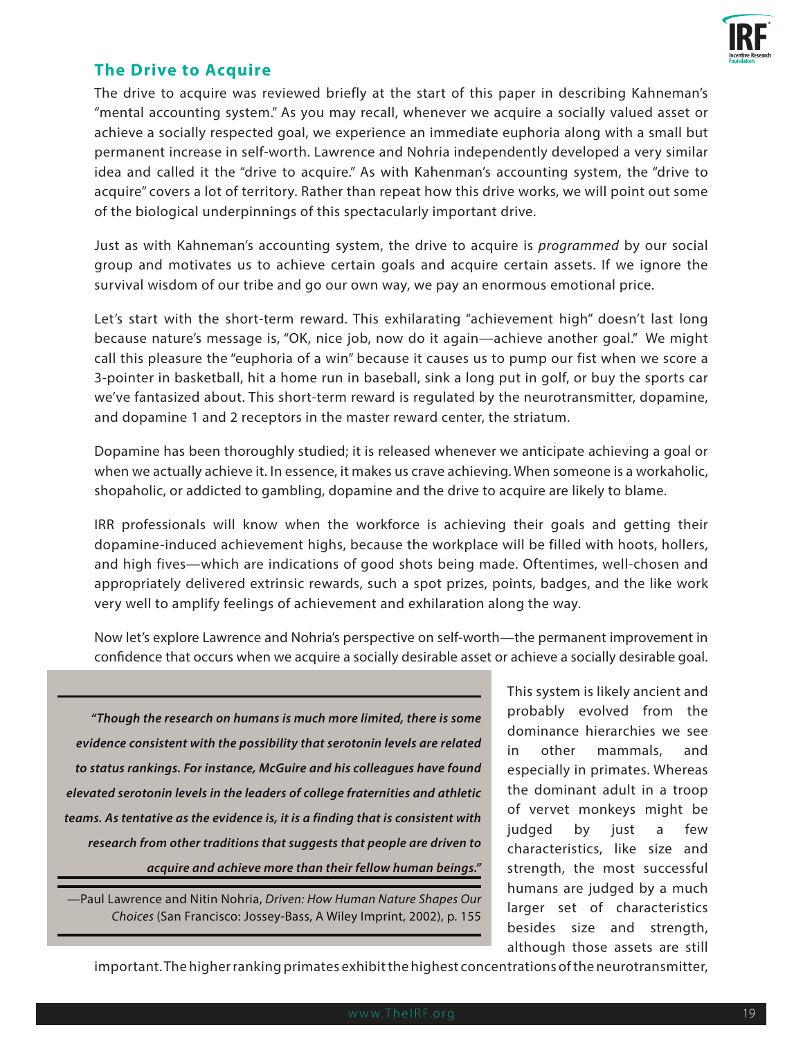## The Drive to Acquire

The drive to acquire was reviewed briefly at the start of this paper in describing Kahneman's "mental accounting system." As you may recall, whenever we acquire a socially valued asset or achieve a socially respected goal, we experience an immediate euphoria along with a small but permanent increase in self-worth. Lawrence and Nohria independently developed a very similar idea and called it the "drive to acquire." As with Kahenman's accounting system, the "drive to acquire" covers a lot of territory. Rather than repeat how this drive works, we will point out some of the biological underpinnings of this spectacularly important drive.

Just as with Kahneman's accounting system, the drive to acquire is *programmed* by our social group and motivates us to achieve certain goals and acquire certain assets. If we ignore the survival wisdom of our tribe and go our own way, we pay an enormous emotional price.

Let's start with the short-term reward. This exhilarating "achievement high" doesn't last long because nature's message is, "OK, nice job, now do it again—achieve another goal." We might call this pleasure the "euphoria of a win" because it causes us to pump our fist when we score a 3-pointer in basketball, hit a home run in baseball, sink a long put in golf, or buy the sports car we've fantasized about. This short-term reward is regulated by the neurotransmitter, dopamine, and dopamine 1 and 2 receptors in the master reward center, the striatum.

Dopamine has been thoroughly studied; it is released whenever we anticipate achieving a goal or when we actually achieve it. In essence, it makes us crave achieving. When someone is a workaholic, shopaholic, or addicted to gambling, dopamine and the drive to acquire are likely to blame.

IRR professionals will know when the workforce is achieving their goals and getting their dopamine-induced achievement highs, because the workplace will be filled with hoots, hollers, and high fives—which are indications of good shots being made. Oftentimes, well-chosen and appropriately delivered extrinsic rewards, such a spot prizes, points, badges, and the like work very well to amplify feelings of achievement and exhilaration along the way.

Now let's explore Lawrence and Nohria's perspective on self-worth—the permanent improvement in confidence that occurs when we acquire a socially desirable asset or achieve a socially desirable goal.

> ***"Though the research on humans is much more limited, there is some evidence consistent with the possibility that serotonin levels are related to status rankings. For instance, McGuire and his colleagues have found elevated serotonin levels in the leaders of college fraternities and athletic teams. As tentative as the evidence is, it is a finding that is consistent with research from other traditions that suggests that people are driven to acquire and achieve more than their fellow human beings."***
>
> —Paul Lawrence and Nitin Nohria, *Driven: How Human Nature Shapes Our Choices* (San Francisco: Jossey-Bass, A Wiley Imprint, 2002), p. 155

This system is likely ancient and probably evolved from the dominance hierarchies we see in other mammals, and especially in primates. Whereas the dominant adult in a troop of vervet monkeys might be judged by just a few characteristics, like size and strength, the most successful humans are judged by a much larger set of characteristics besides size and strength, although those assets are still important. The higher ranking primates exhibit the highest concentrations of the neurotransmitter,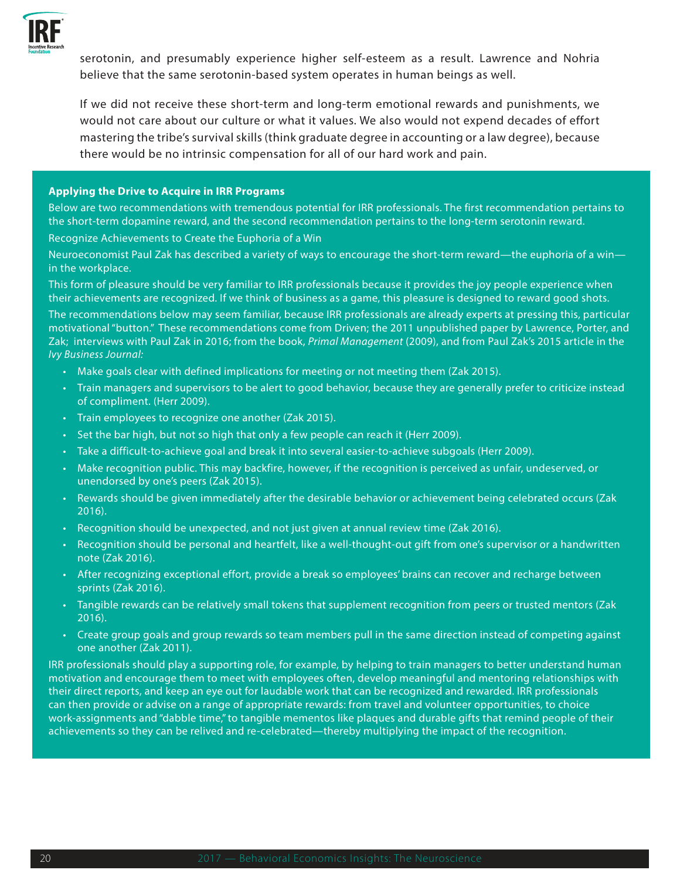serotonin, and presumably experience higher self-esteem as a result. Lawrence and Nohria believe that the same serotonin-based system operates in human beings as well.

If we did not receive these short-term and long-term emotional rewards and punishments, we would not care about our culture or what it values. We also would not expend decades of effort mastering the tribe's survival skills (think graduate degree in accounting or a law degree), because there would be no intrinsic compensation for all of our hard work and pain.

**Applying the Drive to Acquire in IRR Programs**

Below are two recommendations with tremendous potential for IRR professionals. The first recommendation pertains to the short-term dopamine reward, and the second recommendation pertains to the long-term serotonin reward.

Recognize Achievements to Create the Euphoria of a Win

Neuroeconomist Paul Zak has described a variety of ways to encourage the short-term reward—the euphoria of a win—in the workplace.

This form of pleasure should be very familiar to IRR professionals because it provides the joy people experience when their achievements are recognized. If we think of business as a game, this pleasure is designed to reward good shots.

The recommendations below may seem familiar, because IRR professionals are already experts at pressing this, particular motivational "button." These recommendations come from Driven; the 2011 unpublished paper by Lawrence, Porter, and Zak; interviews with Paul Zak in 2016; from the book, *Primal Management* (2009), and from Paul Zak's 2015 article in the *Ivy Business Journal:*

- Make goals clear with defined implications for meeting or not meeting them (Zak 2015).
- Train managers and supervisors to be alert to good behavior, because they are generally prefer to criticize instead of compliment. (Herr 2009).
- Train employees to recognize one another (Zak 2015).
- Set the bar high, but not so high that only a few people can reach it (Herr 2009).
- Take a difficult-to-achieve goal and break it into several easier-to-achieve subgoals (Herr 2009).
- Make recognition public. This may backfire, however, if the recognition is perceived as unfair, undeserved, or unendorsed by one's peers (Zak 2015).
- Rewards should be given immediately after the desirable behavior or achievement being celebrated occurs (Zak 2016).
- Recognition should be unexpected, and not just given at annual review time (Zak 2016).
- Recognition should be personal and heartfelt, like a well-thought-out gift from one's supervisor or a handwritten note (Zak 2016).
- After recognizing exceptional effort, provide a break so employees' brains can recover and recharge between sprints (Zak 2016).
- Tangible rewards can be relatively small tokens that supplement recognition from peers or trusted mentors (Zak 2016).
- Create group goals and group rewards so team members pull in the same direction instead of competing against one another (Zak 2011).

IRR professionals should play a supporting role, for example, by helping to train managers to better understand human motivation and encourage them to meet with employees often, develop meaningful and mentoring relationships with their direct reports, and keep an eye out for laudable work that can be recognized and rewarded. IRR professionals can then provide or advise on a range of appropriate rewards: from travel and volunteer opportunities, to choice work-assignments and "dabble time," to tangible mementos like plaques and durable gifts that remind people of their achievements so they can be relived and re-celebrated—thereby multiplying the impact of the recognition.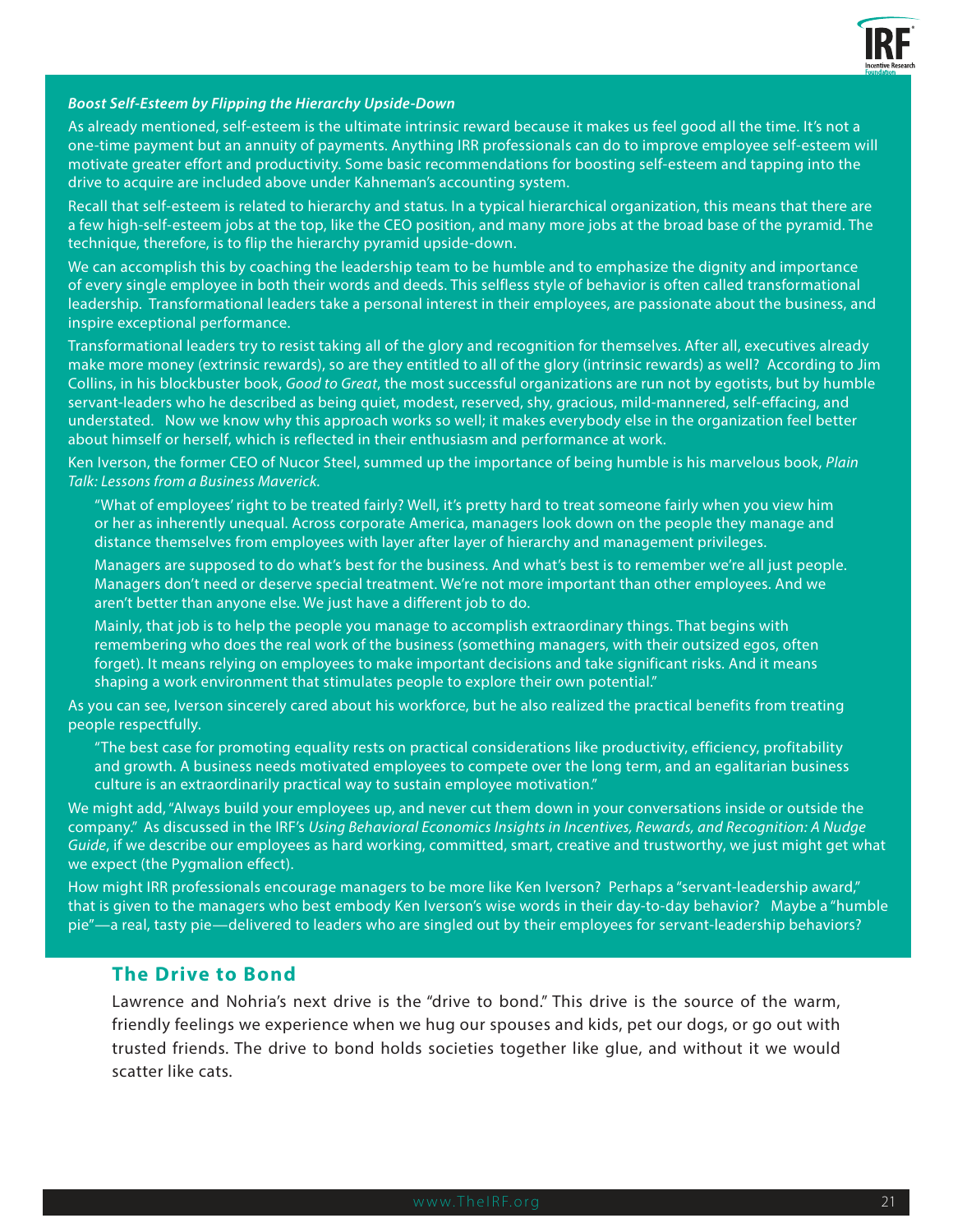***Boost Self-Esteem by Flipping the Hierarchy Upside-Down***

As already mentioned, self-esteem is the ultimate intrinsic reward because it makes us feel good all the time. It's not a one-time payment but an annuity of payments. Anything IRR professionals can do to improve employee self-esteem will motivate greater effort and productivity. Some basic recommendations for boosting self-esteem and tapping into the drive to acquire are included above under Kahneman's accounting system.

Recall that self-esteem is related to hierarchy and status. In a typical hierarchical organization, this means that there are a few high-self-esteem jobs at the top, like the CEO position, and many more jobs at the broad base of the pyramid. The technique, therefore, is to flip the hierarchy pyramid upside-down.

We can accomplish this by coaching the leadership team to be humble and to emphasize the dignity and importance of every single employee in both their words and deeds. This selfless style of behavior is often called transformational leadership. Transformational leaders take a personal interest in their employees, are passionate about the business, and inspire exceptional performance.

Transformational leaders try to resist taking all of the glory and recognition for themselves. After all, executives already make more money (extrinsic rewards), so are they entitled to all of the glory (intrinsic rewards) as well? According to Jim Collins, in his blockbuster book, *Good to Great*, the most successful organizations are run not by egotists, but by humble servant-leaders who he described as being quiet, modest, reserved, shy, gracious, mild-mannered, self-effacing, and understated. Now we know why this approach works so well; it makes everybody else in the organization feel better about himself or herself, which is reflected in their enthusiasm and performance at work.

Ken Iverson, the former CEO of Nucor Steel, summed up the importance of being humble is his marvelous book, *Plain Talk: Lessons from a Business Maverick.*

> "What of employees' right to be treated fairly? Well, it's pretty hard to treat someone fairly when you view him or her as inherently unequal. Across corporate America, managers look down on the people they manage and distance themselves from employees with layer after layer of hierarchy and management privileges.
>
> Managers are supposed to do what's best for the business. And what's best is to remember we're all just people. Managers don't need or deserve special treatment. We're not more important than other employees. And we aren't better than anyone else. We just have a different job to do.
>
> Mainly, that job is to help the people you manage to accomplish extraordinary things. That begins with remembering who does the real work of the business (something managers, with their outsized egos, often forget). It means relying on employees to make important decisions and take significant risks. And it means shaping a work environment that stimulates people to explore their own potential."

As you can see, Iverson sincerely cared about his workforce, but he also realized the practical benefits from treating people respectfully.

> "The best case for promoting equality rests on practical considerations like productivity, efficiency, profitability and growth. A business needs motivated employees to compete over the long term, and an egalitarian business culture is an extraordinarily practical way to sustain employee motivation."

We might add, "Always build your employees up, and never cut them down in your conversations inside or outside the company." As discussed in the IRF's *Using Behavioral Economics Insights in Incentives, Rewards, and Recognition: A Nudge Guide*, if we describe our employees as hard working, committed, smart, creative and trustworthy, we just might get what we expect (the Pygmalion effect).

How might IRR professionals encourage managers to be more like Ken Iverson? Perhaps a "servant-leadership award," that is given to the managers who best embody Ken Iverson's wise words in their day-to-day behavior? Maybe a "humble pie"—a real, tasty pie—delivered to leaders who are singled out by their employees for servant-leadership behaviors?

## The Drive to Bond

Lawrence and Nohria's next drive is the "drive to bond." This drive is the source of the warm, friendly feelings we experience when we hug our spouses and kids, pet our dogs, or go out with trusted friends. The drive to bond holds societies together like glue, and without it we would scatter like cats.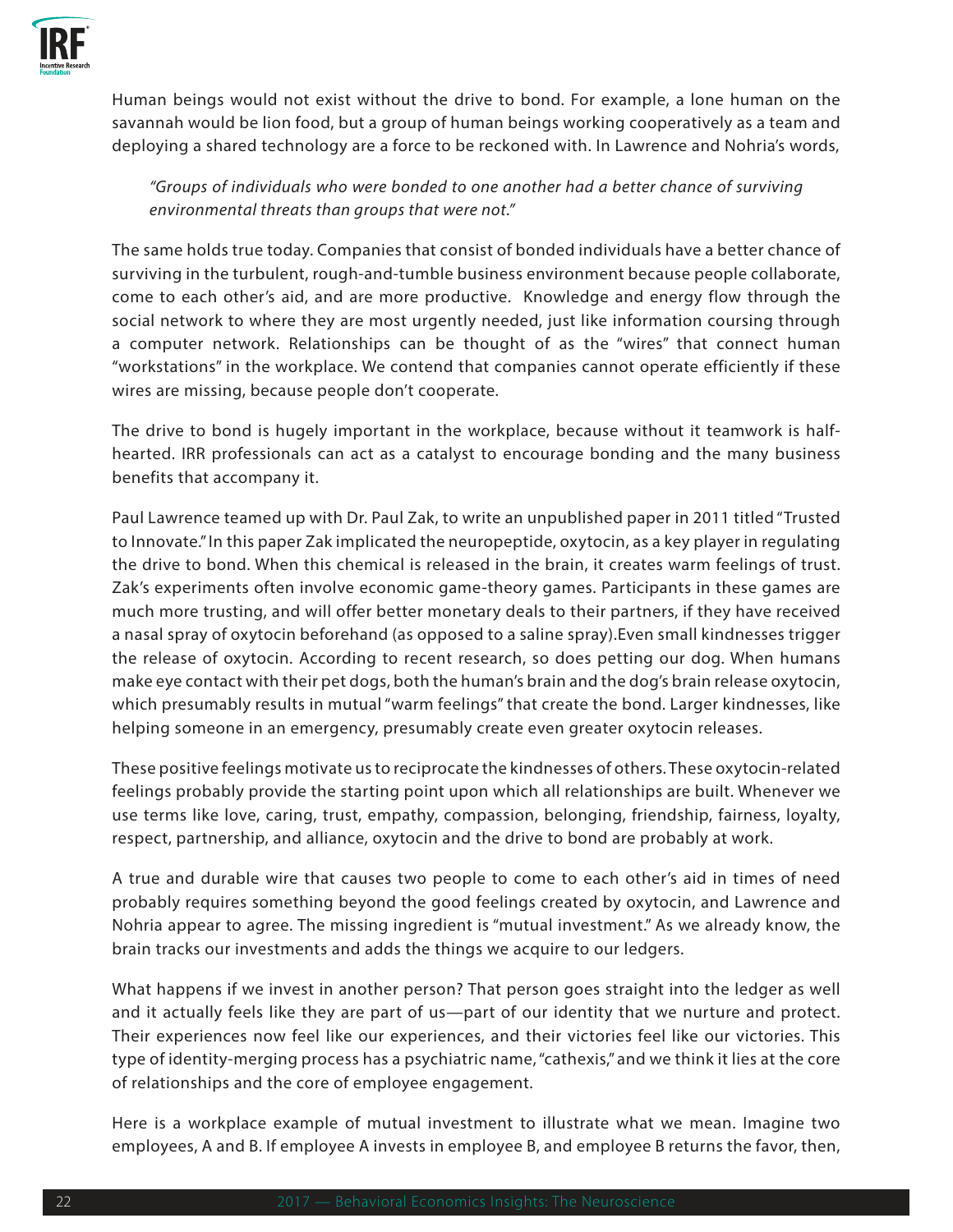Human beings would not exist without the drive to bond. For example, a lone human on the savannah would be lion food, but a group of human beings working cooperatively as a team and deploying a shared technology are a force to be reckoned with. In Lawrence and Nohria's words,

> *"Groups of individuals who were bonded to one another had a better chance of surviving environmental threats than groups that were not."*

The same holds true today. Companies that consist of bonded individuals have a better chance of surviving in the turbulent, rough-and-tumble business environment because people collaborate, come to each other's aid, and are more productive. Knowledge and energy flow through the social network to where they are most urgently needed, just like information coursing through a computer network. Relationships can be thought of as the "wires" that connect human "workstations" in the workplace. We contend that companies cannot operate efficiently if these wires are missing, because people don't cooperate.

The drive to bond is hugely important in the workplace, because without it teamwork is half-hearted. IRR professionals can act as a catalyst to encourage bonding and the many business benefits that accompany it.

Paul Lawrence teamed up with Dr. Paul Zak, to write an unpublished paper in 2011 titled "Trusted to Innovate." In this paper Zak implicated the neuropeptide, oxytocin, as a key player in regulating the drive to bond. When this chemical is released in the brain, it creates warm feelings of trust. Zak's experiments often involve economic game-theory games. Participants in these games are much more trusting, and will offer better monetary deals to their partners, if they have received a nasal spray of oxytocin beforehand (as opposed to a saline spray).Even small kindnesses trigger the release of oxytocin. According to recent research, so does petting our dog. When humans make eye contact with their pet dogs, both the human's brain and the dog's brain release oxytocin, which presumably results in mutual "warm feelings" that create the bond. Larger kindnesses, like helping someone in an emergency, presumably create even greater oxytocin releases.

These positive feelings motivate us to reciprocate the kindnesses of others. These oxytocin-related feelings probably provide the starting point upon which all relationships are built. Whenever we use terms like love, caring, trust, empathy, compassion, belonging, friendship, fairness, loyalty, respect, partnership, and alliance, oxytocin and the drive to bond are probably at work.

A true and durable wire that causes two people to come to each other's aid in times of need probably requires something beyond the good feelings created by oxytocin, and Lawrence and Nohria appear to agree. The missing ingredient is "mutual investment." As we already know, the brain tracks our investments and adds the things we acquire to our ledgers.

What happens if we invest in another person? That person goes straight into the ledger as well and it actually feels like they are part of us—part of our identity that we nurture and protect. Their experiences now feel like our experiences, and their victories feel like our victories. This type of identity-merging process has a psychiatric name, "cathexis," and we think it lies at the core of relationships and the core of employee engagement.

Here is a workplace example of mutual investment to illustrate what we mean. Imagine two employees, A and B. If employee A invests in employee B, and employee B returns the favor, then,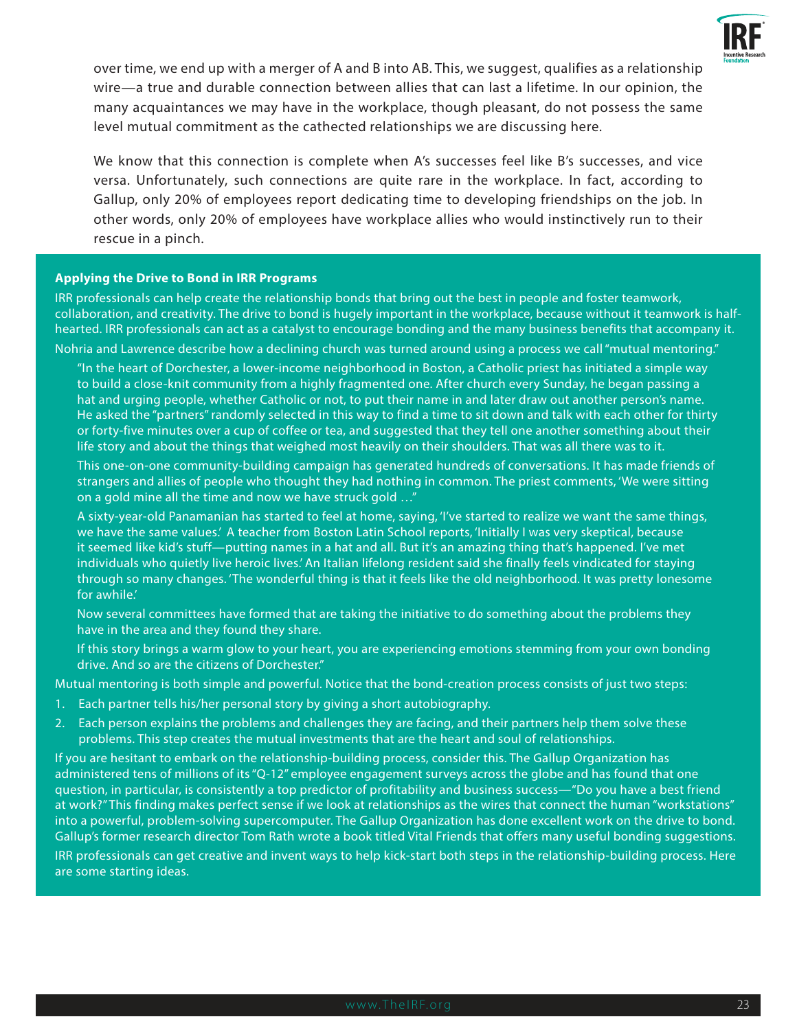over time, we end up with a merger of A and B into AB. This, we suggest, qualifies as a relationship wire—a true and durable connection between allies that can last a lifetime. In our opinion, the many acquaintances we may have in the workplace, though pleasant, do not possess the same level mutual commitment as the cathected relationships we are discussing here.

We know that this connection is complete when A's successes feel like B's successes, and vice versa. Unfortunately, such connections are quite rare in the workplace. In fact, according to Gallup, only 20% of employees report dedicating time to developing friendships on the job. In other words, only 20% of employees have workplace allies who would instinctively run to their rescue in a pinch.

**Applying the Drive to Bond in IRR Programs**

IRR professionals can help create the relationship bonds that bring out the best in people and foster teamwork, collaboration, and creativity. The drive to bond is hugely important in the workplace, because without it teamwork is half-hearted. IRR professionals can act as a catalyst to encourage bonding and the many business benefits that accompany it.

Nohria and Lawrence describe how a declining church was turned around using a process we call "mutual mentoring."

> "In the heart of Dorchester, a lower-income neighborhood in Boston, a Catholic priest has initiated a simple way to build a close-knit community from a highly fragmented one. After church every Sunday, he began passing a hat and urging people, whether Catholic or not, to put their name in and later draw out another person's name. He asked the "partners" randomly selected in this way to find a time to sit down and talk with each other for thirty or forty-five minutes over a cup of coffee or tea, and suggested that they tell one another something about their life story and about the things that weighed most heavily on their shoulders. That was all there was to it.
>
> This one-on-one community-building campaign has generated hundreds of conversations. It has made friends of strangers and allies of people who thought they had nothing in common. The priest comments, 'We were sitting on a gold mine all the time and now we have struck gold …"
>
> A sixty-year-old Panamanian has started to feel at home, saying, 'I've started to realize we want the same things, we have the same values.' A teacher from Boston Latin School reports, 'Initially I was very skeptical, because it seemed like kid's stuff—putting names in a hat and all. But it's an amazing thing that's happened. I've met individuals who quietly live heroic lives.' An Italian lifelong resident said she finally feels vindicated for staying through so many changes. 'The wonderful thing is that it feels like the old neighborhood. It was pretty lonesome for awhile.'
>
> Now several committees have formed that are taking the initiative to do something about the problems they have in the area and they found they share.
>
> If this story brings a warm glow to your heart, you are experiencing emotions stemming from your own bonding drive. And so are the citizens of Dorchester."

Mutual mentoring is both simple and powerful. Notice that the bond-creation process consists of just two steps:

1. Each partner tells his/her personal story by giving a short autobiography.
2. Each person explains the problems and challenges they are facing, and their partners help them solve these problems. This step creates the mutual investments that are the heart and soul of relationships.

If you are hesitant to embark on the relationship-building process, consider this. The Gallup Organization has administered tens of millions of its "Q-12" employee engagement surveys across the globe and has found that one question, in particular, is consistently a top predictor of profitability and business success—"Do you have a best friend at work?" This finding makes perfect sense if we look at relationships as the wires that connect the human "workstations" into a powerful, problem-solving supercomputer. The Gallup Organization has done excellent work on the drive to bond. Gallup's former research director Tom Rath wrote a book titled Vital Friends that offers many useful bonding suggestions.

IRR professionals can get creative and invent ways to help kick-start both steps in the relationship-building process. Here are some starting ideas.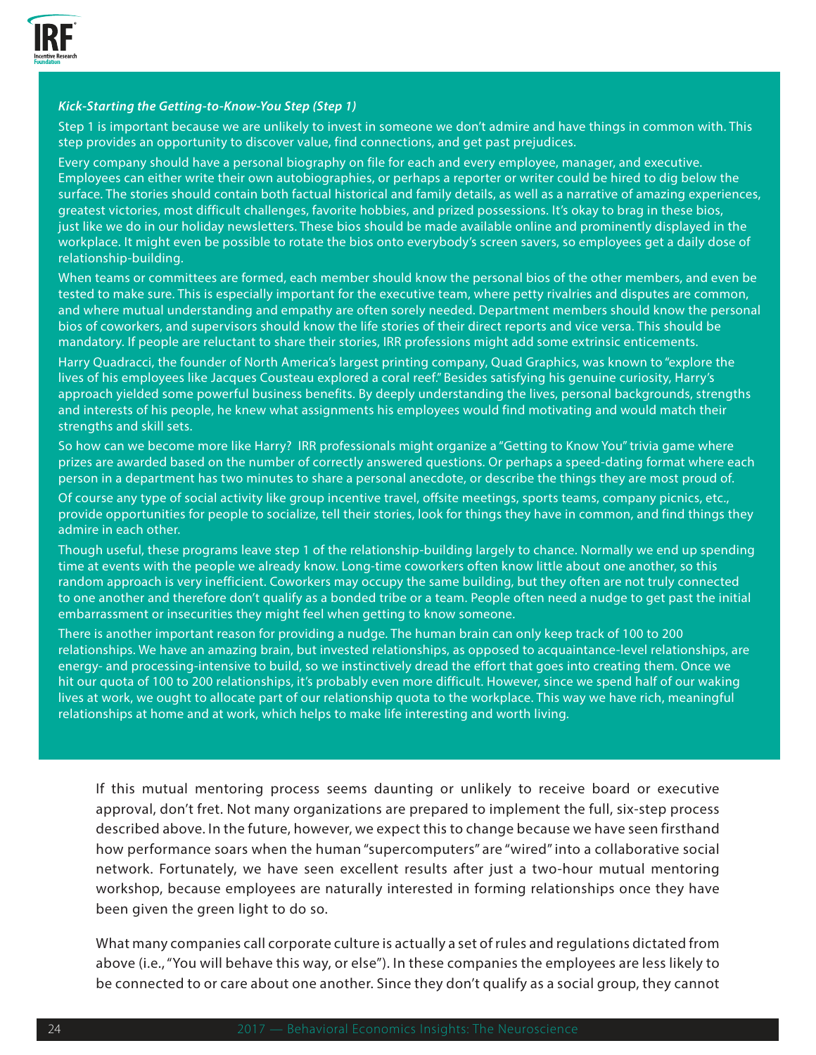***Kick-Starting the Getting-to-Know-You Step (Step 1)***

Step 1 is important because we are unlikely to invest in someone we don't admire and have things in common with. This step provides an opportunity to discover value, find connections, and get past prejudices.

Every company should have a personal biography on file for each and every employee, manager, and executive. Employees can either write their own autobiographies, or perhaps a reporter or writer could be hired to dig below the surface. The stories should contain both factual historical and family details, as well as a narrative of amazing experiences, greatest victories, most difficult challenges, favorite hobbies, and prized possessions. It's okay to brag in these bios, just like we do in our holiday newsletters. These bios should be made available online and prominently displayed in the workplace. It might even be possible to rotate the bios onto everybody's screen savers, so employees get a daily dose of relationship-building.

When teams or committees are formed, each member should know the personal bios of the other members, and even be tested to make sure. This is especially important for the executive team, where petty rivalries and disputes are common, and where mutual understanding and empathy are often sorely needed. Department members should know the personal bios of coworkers, and supervisors should know the life stories of their direct reports and vice versa. This should be mandatory. If people are reluctant to share their stories, IRR professions might add some extrinsic enticements.

Harry Quadracci, the founder of North America's largest printing company, Quad Graphics, was known to "explore the lives of his employees like Jacques Cousteau explored a coral reef." Besides satisfying his genuine curiosity, Harry's approach yielded some powerful business benefits. By deeply understanding the lives, personal backgrounds, strengths and interests of his people, he knew what assignments his employees would find motivating and would match their strengths and skill sets.

So how can we become more like Harry? IRR professionals might organize a "Getting to Know You" trivia game where prizes are awarded based on the number of correctly answered questions. Or perhaps a speed-dating format where each person in a department has two minutes to share a personal anecdote, or describe the things they are most proud of.

Of course any type of social activity like group incentive travel, offsite meetings, sports teams, company picnics, etc., provide opportunities for people to socialize, tell their stories, look for things they have in common, and find things they admire in each other.

Though useful, these programs leave step 1 of the relationship-building largely to chance. Normally we end up spending time at events with the people we already know. Long-time coworkers often know little about one another, so this random approach is very inefficient. Coworkers may occupy the same building, but they often are not truly connected to one another and therefore don't qualify as a bonded tribe or a team. People often need a nudge to get past the initial embarrassment or insecurities they might feel when getting to know someone.

There is another important reason for providing a nudge. The human brain can only keep track of 100 to 200 relationships. We have an amazing brain, but invested relationships, as opposed to acquaintance-level relationships, are energy- and processing-intensive to build, so we instinctively dread the effort that goes into creating them. Once we hit our quota of 100 to 200 relationships, it's probably even more difficult. However, since we spend half of our waking lives at work, we ought to allocate part of our relationship quota to the workplace. This way we have rich, meaningful relationships at home and at work, which helps to make life interesting and worth living.

If this mutual mentoring process seems daunting or unlikely to receive board or executive approval, don't fret. Not many organizations are prepared to implement the full, six-step process described above. In the future, however, we expect this to change because we have seen firsthand how performance soars when the human "supercomputers" are "wired" into a collaborative social network. Fortunately, we have seen excellent results after just a two-hour mutual mentoring workshop, because employees are naturally interested in forming relationships once they have been given the green light to do so.

What many companies call corporate culture is actually a set of rules and regulations dictated from above (i.e., "You will behave this way, or else"). In these companies the employees are less likely to be connected to or care about one another. Since they don't qualify as a social group, they cannot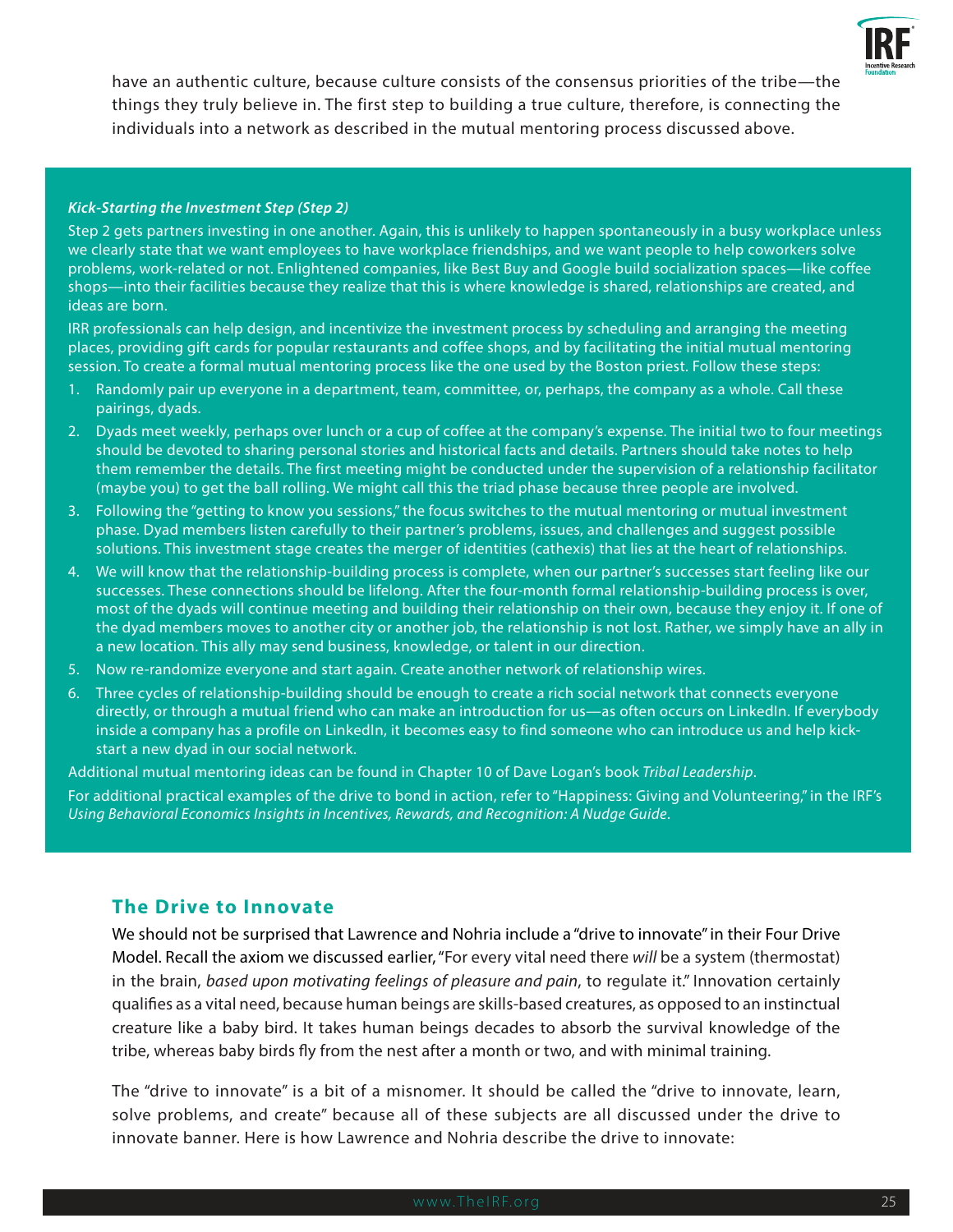have an authentic culture, because culture consists of the consensus priorities of the tribe—the things they truly believe in. The first step to building a true culture, therefore, is connecting the individuals into a network as described in the mutual mentoring process discussed above.

***Kick-Starting the Investment Step (Step 2)***

Step 2 gets partners investing in one another. Again, this is unlikely to happen spontaneously in a busy workplace unless we clearly state that we want employees to have workplace friendships, and we want people to help coworkers solve problems, work-related or not. Enlightened companies, like Best Buy and Google build socialization spaces—like coffee shops—into their facilities because they realize that this is where knowledge is shared, relationships are created, and ideas are born.

IRR professionals can help design, and incentivize the investment process by scheduling and arranging the meeting places, providing gift cards for popular restaurants and coffee shops, and by facilitating the initial mutual mentoring session. To create a formal mutual mentoring process like the one used by the Boston priest. Follow these steps:

1. Randomly pair up everyone in a department, team, committee, or, perhaps, the company as a whole. Call these pairings, dyads.
2. Dyads meet weekly, perhaps over lunch or a cup of coffee at the company's expense. The initial two to four meetings should be devoted to sharing personal stories and historical facts and details. Partners should take notes to help them remember the details. The first meeting might be conducted under the supervision of a relationship facilitator (maybe you) to get the ball rolling. We might call this the triad phase because three people are involved.
3. Following the "getting to know you sessions," the focus switches to the mutual mentoring or mutual investment phase. Dyad members listen carefully to their partner's problems, issues, and challenges and suggest possible solutions. This investment stage creates the merger of identities (cathexis) that lies at the heart of relationships.
4. We will know that the relationship-building process is complete, when our partner's successes start feeling like our successes. These connections should be lifelong. After the four-month formal relationship-building process is over, most of the dyads will continue meeting and building their relationship on their own, because they enjoy it. If one of the dyad members moves to another city or another job, the relationship is not lost. Rather, we simply have an ally in a new location. This ally may send business, knowledge, or talent in our direction.
5. Now re-randomize everyone and start again. Create another network of relationship wires.
6. Three cycles of relationship-building should be enough to create a rich social network that connects everyone directly, or through a mutual friend who can make an introduction for us—as often occurs on LinkedIn. If everybody inside a company has a profile on LinkedIn, it becomes easy to find someone who can introduce us and help kick-start a new dyad in our social network.

Additional mutual mentoring ideas can be found in Chapter 10 of Dave Logan's book *Tribal Leadership*.

For additional practical examples of the drive to bond in action, refer to "Happiness: Giving and Volunteering," in the IRF's *Using Behavioral Economics Insights in Incentives, Rewards, and Recognition: A Nudge Guide*.

## The Drive to Innovate

We should not be surprised that Lawrence and Nohria include a "drive to innovate" in their Four Drive Model. Recall the axiom we discussed earlier, "For every vital need there *will* be a system (thermostat) in the brain, *based upon motivating feelings of pleasure and pain*, to regulate it." Innovation certainly qualifies as a vital need, because human beings are skills-based creatures, as opposed to an instinctual creature like a baby bird. It takes human beings decades to absorb the survival knowledge of the tribe, whereas baby birds fly from the nest after a month or two, and with minimal training.

The "drive to innovate" is a bit of a misnomer. It should be called the "drive to innovate, learn, solve problems, and create" because all of these subjects are all discussed under the drive to innovate banner. Here is how Lawrence and Nohria describe the drive to innovate: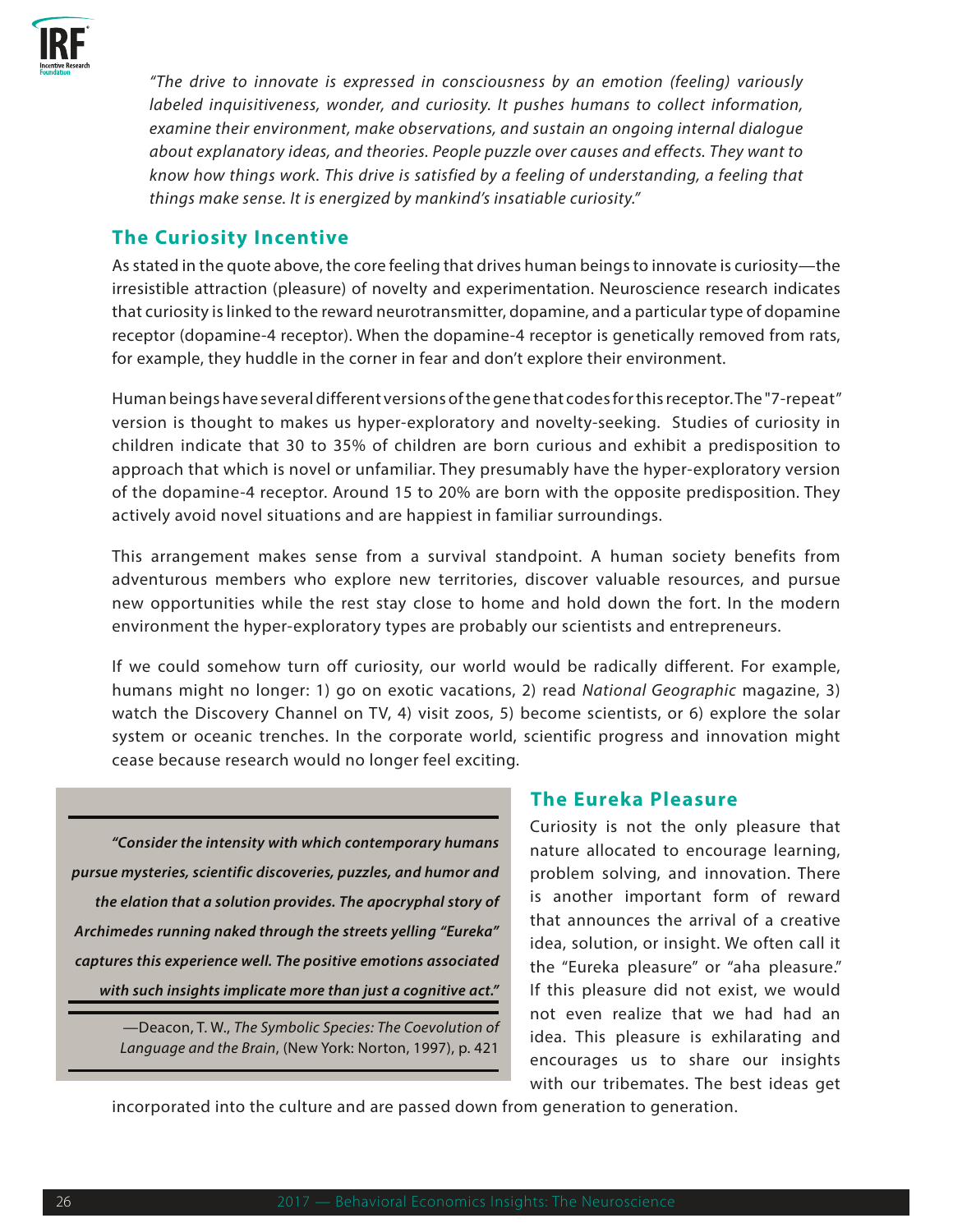*"The drive to innovate is expressed in consciousness by an emotion (feeling) variously labeled inquisitiveness, wonder, and curiosity. It pushes humans to collect information, examine their environment, make observations, and sustain an ongoing internal dialogue about explanatory ideas, and theories. People puzzle over causes and effects. They want to know how things work. This drive is satisfied by a feeling of understanding, a feeling that things make sense. It is energized by mankind's insatiable curiosity."*

## The Curiosity Incentive

As stated in the quote above, the core feeling that drives human beings to innovate is curiosity—the irresistible attraction (pleasure) of novelty and experimentation. Neuroscience research indicates that curiosity is linked to the reward neurotransmitter, dopamine, and a particular type of dopamine receptor (dopamine-4 receptor). When the dopamine-4 receptor is genetically removed from rats, for example, they huddle in the corner in fear and don't explore their environment.

Human beings have several different versions of the gene that codes for this receptor. The "7-repeat" version is thought to makes us hyper-exploratory and novelty-seeking. Studies of curiosity in children indicate that 30 to 35% of children are born curious and exhibit a predisposition to approach that which is novel or unfamiliar. They presumably have the hyper-exploratory version of the dopamine-4 receptor. Around 15 to 20% are born with the opposite predisposition. They actively avoid novel situations and are happiest in familiar surroundings.

This arrangement makes sense from a survival standpoint. A human society benefits from adventurous members who explore new territories, discover valuable resources, and pursue new opportunities while the rest stay close to home and hold down the fort. In the modern environment the hyper-exploratory types are probably our scientists and entrepreneurs.

If we could somehow turn off curiosity, our world would be radically different. For example, humans might no longer: 1) go on exotic vacations, 2) read *National Geographic* magazine, 3) watch the Discovery Channel on TV, 4) visit zoos, 5) become scientists, or 6) explore the solar system or oceanic trenches. In the corporate world, scientific progress and innovation might cease because research would no longer feel exciting.

> ***"Consider the intensity with which contemporary humans pursue mysteries, scientific discoveries, puzzles, and humor and the elation that a solution provides. The apocryphal story of Archimedes running naked through the streets yelling "Eureka" captures this experience well. The positive emotions associated with such insights implicate more than just a cognitive act."***
>
> —Deacon, T. W., *The Symbolic Species: The Coevolution of Language and the Brain*, (New York: Norton, 1997), p. 421

## The Eureka Pleasure

Curiosity is not the only pleasure that nature allocated to encourage learning, problem solving, and innovation. There is another important form of reward that announces the arrival of a creative idea, solution, or insight. We often call it the "Eureka pleasure" or "aha pleasure." If this pleasure did not exist, we would not even realize that we had had an idea. This pleasure is exhilarating and encourages us to share our insights with our tribemates. The best ideas get incorporated into the culture and are passed down from generation to generation.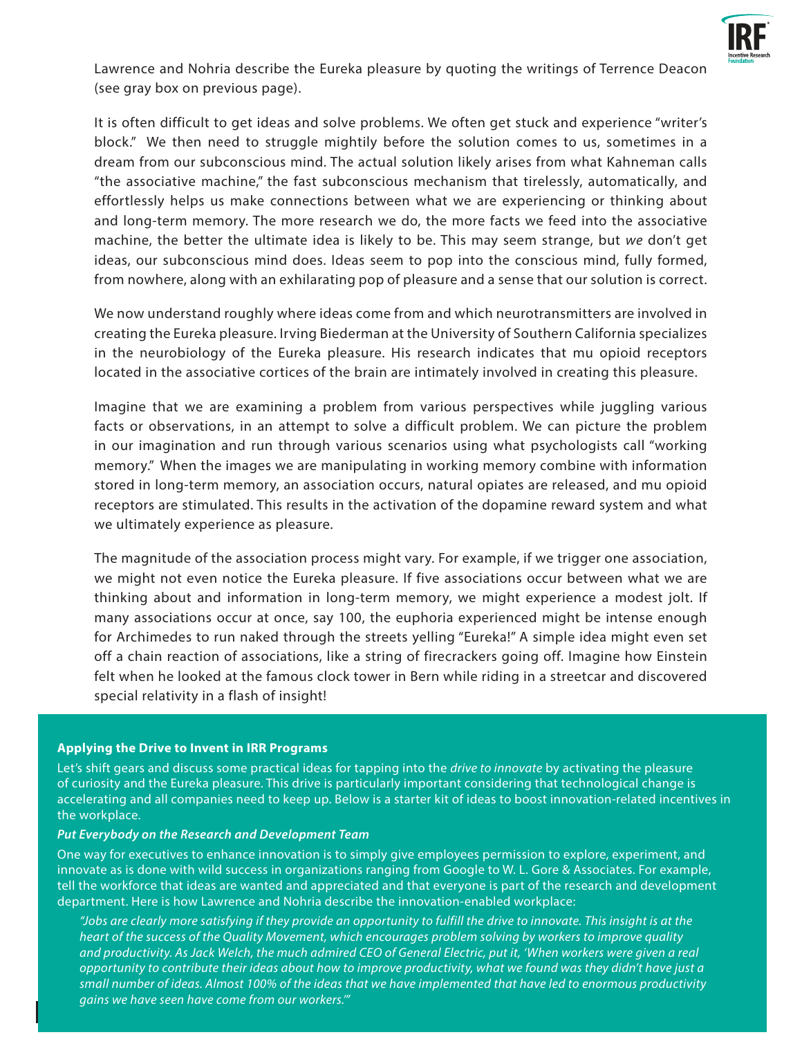Lawrence and Nohria describe the Eureka pleasure by quoting the writings of Terrence Deacon (see gray box on previous page).

It is often difficult to get ideas and solve problems. We often get stuck and experience "writer's block." We then need to struggle mightily before the solution comes to us, sometimes in a dream from our subconscious mind. The actual solution likely arises from what Kahneman calls "the associative machine," the fast subconscious mechanism that tirelessly, automatically, and effortlessly helps us make connections between what we are experiencing or thinking about and long-term memory. The more research we do, the more facts we feed into the associative machine, the better the ultimate idea is likely to be. This may seem strange, but *we* don't get ideas, our subconscious mind does. Ideas seem to pop into the conscious mind, fully formed, from nowhere, along with an exhilarating pop of pleasure and a sense that our solution is correct.

We now understand roughly where ideas come from and which neurotransmitters are involved in creating the Eureka pleasure. Irving Biederman at the University of Southern California specializes in the neurobiology of the Eureka pleasure. His research indicates that mu opioid receptors located in the associative cortices of the brain are intimately involved in creating this pleasure.

Imagine that we are examining a problem from various perspectives while juggling various facts or observations, in an attempt to solve a difficult problem. We can picture the problem in our imagination and run through various scenarios using what psychologists call "working memory." When the images we are manipulating in working memory combine with information stored in long-term memory, an association occurs, natural opiates are released, and mu opioid receptors are stimulated. This results in the activation of the dopamine reward system and what we ultimately experience as pleasure.

The magnitude of the association process might vary. For example, if we trigger one association, we might not even notice the Eureka pleasure. If five associations occur between what we are thinking about and information in long-term memory, we might experience a modest jolt. If many associations occur at once, say 100, the euphoria experienced might be intense enough for Archimedes to run naked through the streets yelling "Eureka!" A simple idea might even set off a chain reaction of associations, like a string of firecrackers going off. Imagine how Einstein felt when he looked at the famous clock tower in Bern while riding in a streetcar and discovered special relativity in a flash of insight!

**Applying the Drive to Invent in IRR Programs**

Let's shift gears and discuss some practical ideas for tapping into the *drive to innovate* by activating the pleasure of curiosity and the Eureka pleasure. This drive is particularly important considering that technological change is accelerating and all companies need to keep up. Below is a starter kit of ideas to boost innovation-related incentives in the workplace.

***Put Everybody on the Research and Development Team***

One way for executives to enhance innovation is to simply give employees permission to explore, experiment, and innovate as is done with wild success in organizations ranging from Google to W. L. Gore & Associates. For example, tell the workforce that ideas are wanted and appreciated and that everyone is part of the research and development department. Here is how Lawrence and Nohria describe the innovation-enabled workplace:

> *"Jobs are clearly more satisfying if they provide an opportunity to fulfill the drive to innovate. This insight is at the heart of the success of the Quality Movement, which encourages problem solving by workers to improve quality and productivity. As Jack Welch, the much admired CEO of General Electric, put it, 'When workers were given a real opportunity to contribute their ideas about how to improve productivity, what we found was they didn't have just a small number of ideas. Almost 100% of the ideas that we have implemented that have led to enormous productivity gains we have seen have come from our workers.'"*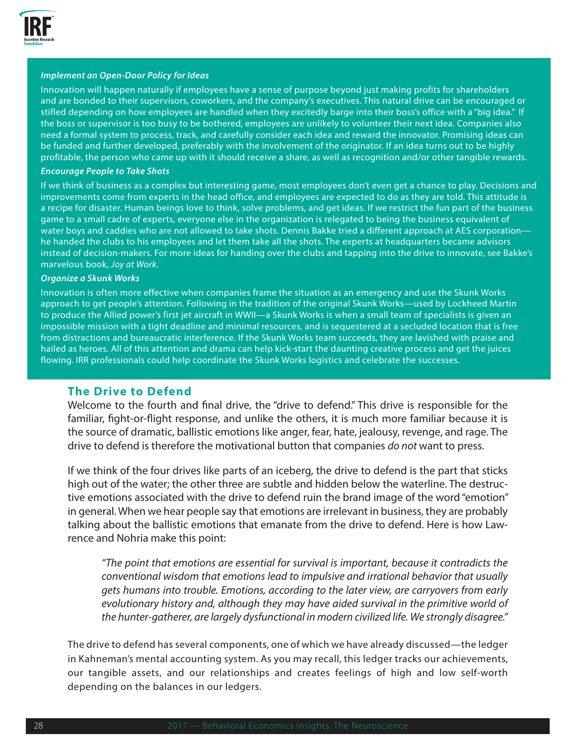***Implement an Open-Door Policy for Ideas***

Innovation will happen naturally if employees have a sense of purpose beyond just making profits for shareholders and are bonded to their supervisors, coworkers, and the company's executives. This natural drive can be encouraged or stifled depending on how employees are handled when they excitedly barge into their boss's office with a "big idea." If the boss or supervisor is too busy to be bothered, employees are unlikely to volunteer their next idea. Companies also need a formal system to process, track, and carefully consider each idea and reward the innovator. Promising ideas can be funded and further developed, preferably with the involvement of the originator. If an idea turns out to be highly profitable, the person who came up with it should receive a share, as well as recognition and/or other tangible rewards.

***Encourage People to Take Shots***

If we think of business as a complex but interesting game, most employees don't even get a chance to play. Decisions and improvements come from experts in the head office, and employees are expected to do as they are told. This attitude is a recipe for disaster. Human beings love to think, solve problems, and get ideas. If we restrict the fun part of the business game to a small cadre of experts, everyone else in the organization is relegated to being the business equivalent of water boys and caddies who are not allowed to take shots. Dennis Bakke tried a different approach at AES corporation—he handed the clubs to his employees and let them take all the shots. The experts at headquarters became advisors instead of decision-makers. For more ideas for handing over the clubs and tapping into the drive to innovate, see Bakke's marvelous book, *Joy at Work*.

***Organize a Skunk Works***

Innovation is often more effective when companies frame the situation as an emergency and use the Skunk Works approach to get people's attention. Following in the tradition of the original Skunk Works—used by Lockheed Martin to produce the Allied power's first jet aircraft in WWII—a Skunk Works is when a small team of specialists is given an impossible mission with a tight deadline and minimal resources, and is sequestered at a secluded location that is free from distractions and bureaucratic interference. If the Skunk Works team succeeds, they are lavished with praise and hailed as heroes. All of this attention and drama can help kick-start the daunting creative process and get the juices flowing. IRR professionals could help coordinate the Skunk Works logistics and celebrate the successes.

## The Drive to Defend

Welcome to the fourth and final drive, the "drive to defend." This drive is responsible for the familiar, fight-or-flight response, and unlike the others, it is much more familiar because it is the source of dramatic, ballistic emotions like anger, fear, hate, jealousy, revenge, and rage. The drive to defend is therefore the motivational button that companies *do not* want to press.

If we think of the four drives like parts of an iceberg, the drive to defend is the part that sticks high out of the water; the other three are subtle and hidden below the waterline. The destructive emotions associated with the drive to defend ruin the brand image of the word "emotion" in general. When we hear people say that emotions are irrelevant in business, they are probably talking about the ballistic emotions that emanate from the drive to defend. Here is how Lawrence and Nohria make this point:

> *"The point that emotions are essential for survival is important, because it contradicts the conventional wisdom that emotions lead to impulsive and irrational behavior that usually gets humans into trouble. Emotions, according to the later view, are carryovers from early evolutionary history and, although they may have aided survival in the primitive world of the hunter-gatherer, are largely dysfunctional in modern civilized life. We strongly disagree."*

The drive to defend has several components, one of which we have already discussed—the ledger in Kahneman's mental accounting system. As you may recall, this ledger tracks our achievements, our tangible assets, and our relationships and creates feelings of high and low self-worth depending on the balances in our ledgers.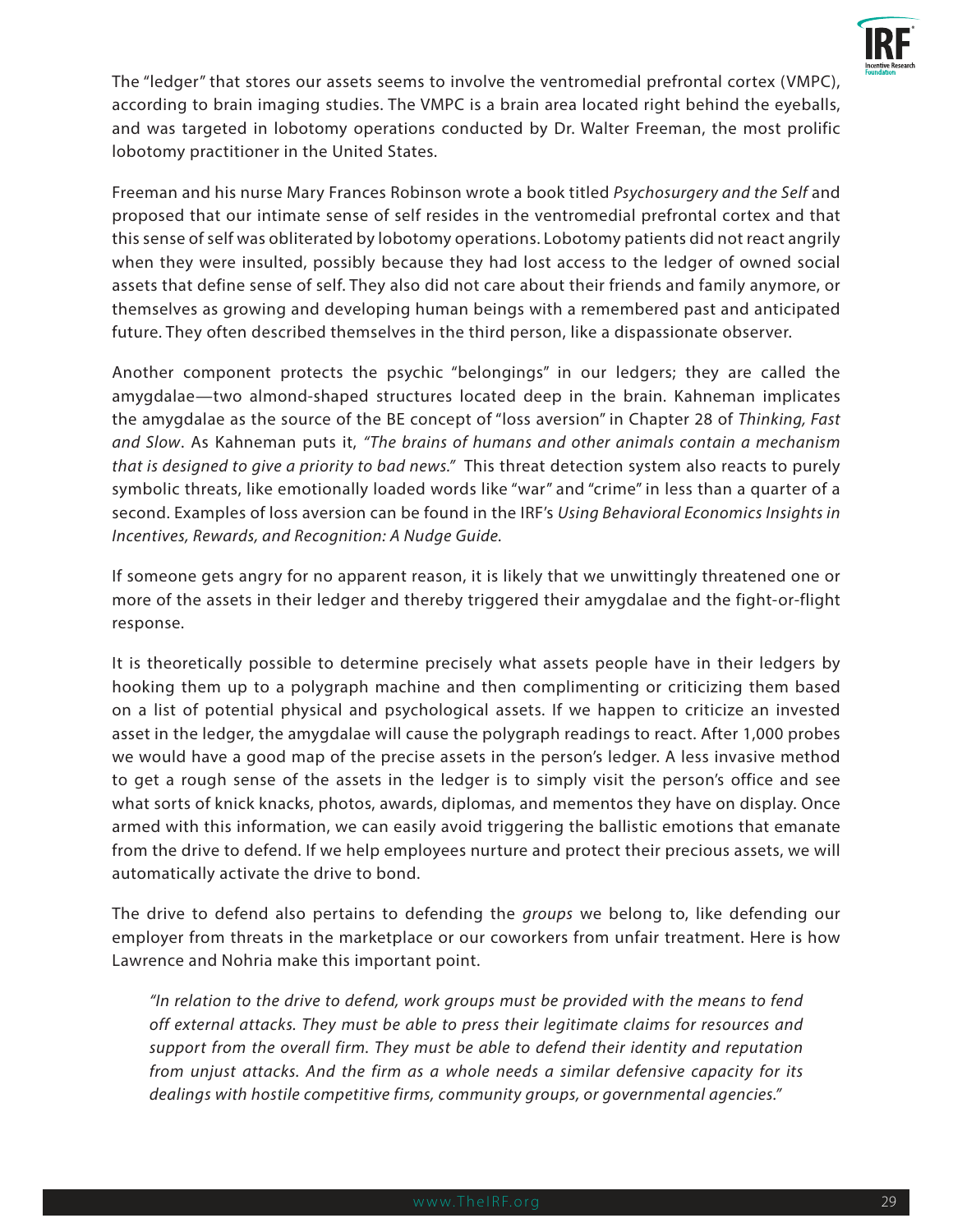The "ledger" that stores our assets seems to involve the ventromedial prefrontal cortex (VMPC), according to brain imaging studies. The VMPC is a brain area located right behind the eyeballs, and was targeted in lobotomy operations conducted by Dr. Walter Freeman, the most prolific lobotomy practitioner in the United States.

Freeman and his nurse Mary Frances Robinson wrote a book titled *Psychosurgery and the Self* and proposed that our intimate sense of self resides in the ventromedial prefrontal cortex and that this sense of self was obliterated by lobotomy operations. Lobotomy patients did not react angrily when they were insulted, possibly because they had lost access to the ledger of owned social assets that define sense of self. They also did not care about their friends and family anymore, or themselves as growing and developing human beings with a remembered past and anticipated future. They often described themselves in the third person, like a dispassionate observer.

Another component protects the psychic "belongings" in our ledgers; they are called the amygdalae—two almond-shaped structures located deep in the brain. Kahneman implicates the amygdalae as the source of the BE concept of "loss aversion" in Chapter 28 of *Thinking, Fast and Slow*. As Kahneman puts it, *"The brains of humans and other animals contain a mechanism that is designed to give a priority to bad news."* This threat detection system also reacts to purely symbolic threats, like emotionally loaded words like "war" and "crime" in less than a quarter of a second. Examples of loss aversion can be found in the IRF's *Using Behavioral Economics Insights in Incentives, Rewards, and Recognition: A Nudge Guide.*

If someone gets angry for no apparent reason, it is likely that we unwittingly threatened one or more of the assets in their ledger and thereby triggered their amygdalae and the fight-or-flight response.

It is theoretically possible to determine precisely what assets people have in their ledgers by hooking them up to a polygraph machine and then complimenting or criticizing them based on a list of potential physical and psychological assets. If we happen to criticize an invested asset in the ledger, the amygdalae will cause the polygraph readings to react. After 1,000 probes we would have a good map of the precise assets in the person's ledger. A less invasive method to get a rough sense of the assets in the ledger is to simply visit the person's office and see what sorts of knick knacks, photos, awards, diplomas, and mementos they have on display. Once armed with this information, we can easily avoid triggering the ballistic emotions that emanate from the drive to defend. If we help employees nurture and protect their precious assets, we will automatically activate the drive to bond.

The drive to defend also pertains to defending the *groups* we belong to, like defending our employer from threats in the marketplace or our coworkers from unfair treatment. Here is how Lawrence and Nohria make this important point.

> *"In relation to the drive to defend, work groups must be provided with the means to fend off external attacks. They must be able to press their legitimate claims for resources and support from the overall firm. They must be able to defend their identity and reputation from unjust attacks. And the firm as a whole needs a similar defensive capacity for its dealings with hostile competitive firms, community groups, or governmental agencies."*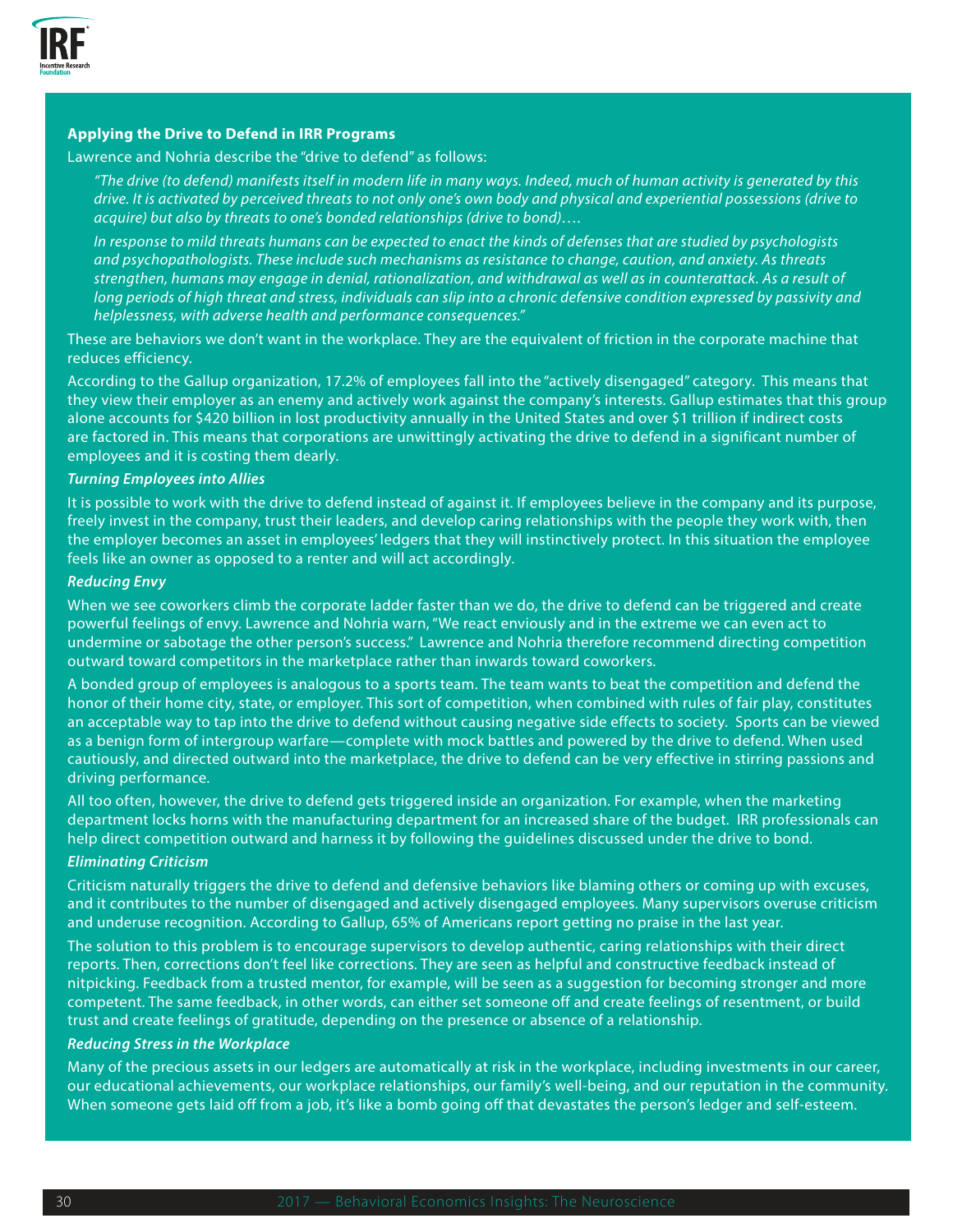### Applying the Drive to Defend in IRR Programs

Lawrence and Nohria describe the "drive to defend" as follows:

> *"The drive (to defend) manifests itself in modern life in many ways. Indeed, much of human activity is generated by this drive. It is activated by perceived threats to not only one's own body and physical and experiential possessions (drive to acquire) but also by threats to one's bonded relationships (drive to bond)….*
>
> *In response to mild threats humans can be expected to enact the kinds of defenses that are studied by psychologists and psychopathologists. These include such mechanisms as resistance to change, caution, and anxiety. As threats strengthen, humans may engage in denial, rationalization, and withdrawal as well as in counterattack. As a result of long periods of high threat and stress, individuals can slip into a chronic defensive condition expressed by passivity and helplessness, with adverse health and performance consequences."*

These are behaviors we don't want in the workplace. They are the equivalent of friction in the corporate machine that reduces efficiency.

According to the Gallup organization, 17.2% of employees fall into the "actively disengaged" category. This means that they view their employer as an enemy and actively work against the company's interests. Gallup estimates that this group alone accounts for $420 billion in lost productivity annually in the United States and over $1 trillion if indirect costs are factored in. This means that corporations are unwittingly activating the drive to defend in a significant number of employees and it is costing them dearly.

***Turning Employees into Allies***

It is possible to work with the drive to defend instead of against it. If employees believe in the company and its purpose, freely invest in the company, trust their leaders, and develop caring relationships with the people they work with, then the employer becomes an asset in employees' ledgers that they will instinctively protect. In this situation the employee feels like an owner as opposed to a renter and will act accordingly.

***Reducing Envy***

When we see coworkers climb the corporate ladder faster than we do, the drive to defend can be triggered and create powerful feelings of envy. Lawrence and Nohria warn, "We react enviously and in the extreme we can even act to undermine or sabotage the other person's success." Lawrence and Nohria therefore recommend directing competition outward toward competitors in the marketplace rather than inwards toward coworkers.

A bonded group of employees is analogous to a sports team. The team wants to beat the competition and defend the honor of their home city, state, or employer. This sort of competition, when combined with rules of fair play, constitutes an acceptable way to tap into the drive to defend without causing negative side effects to society. Sports can be viewed as a benign form of intergroup warfare—complete with mock battles and powered by the drive to defend. When used cautiously, and directed outward into the marketplace, the drive to defend can be very effective in stirring passions and driving performance.

All too often, however, the drive to defend gets triggered inside an organization. For example, when the marketing department locks horns with the manufacturing department for an increased share of the budget. IRR professionals can help direct competition outward and harness it by following the guidelines discussed under the drive to bond.

***Eliminating Criticism***

Criticism naturally triggers the drive to defend and defensive behaviors like blaming others or coming up with excuses, and it contributes to the number of disengaged and actively disengaged employees. Many supervisors overuse criticism and underuse recognition. According to Gallup, 65% of Americans report getting no praise in the last year.

The solution to this problem is to encourage supervisors to develop authentic, caring relationships with their direct reports. Then, corrections don't feel like corrections. They are seen as helpful and constructive feedback instead of nitpicking. Feedback from a trusted mentor, for example, will be seen as a suggestion for becoming stronger and more competent. The same feedback, in other words, can either set someone off and create feelings of resentment, or build trust and create feelings of gratitude, depending on the presence or absence of a relationship.

***Reducing Stress in the Workplace***

Many of the precious assets in our ledgers are automatically at risk in the workplace, including investments in our career, our educational achievements, our workplace relationships, our family's well-being, and our reputation in the community. When someone gets laid off from a job, it's like a bomb going off that devastates the person's ledger and self-esteem.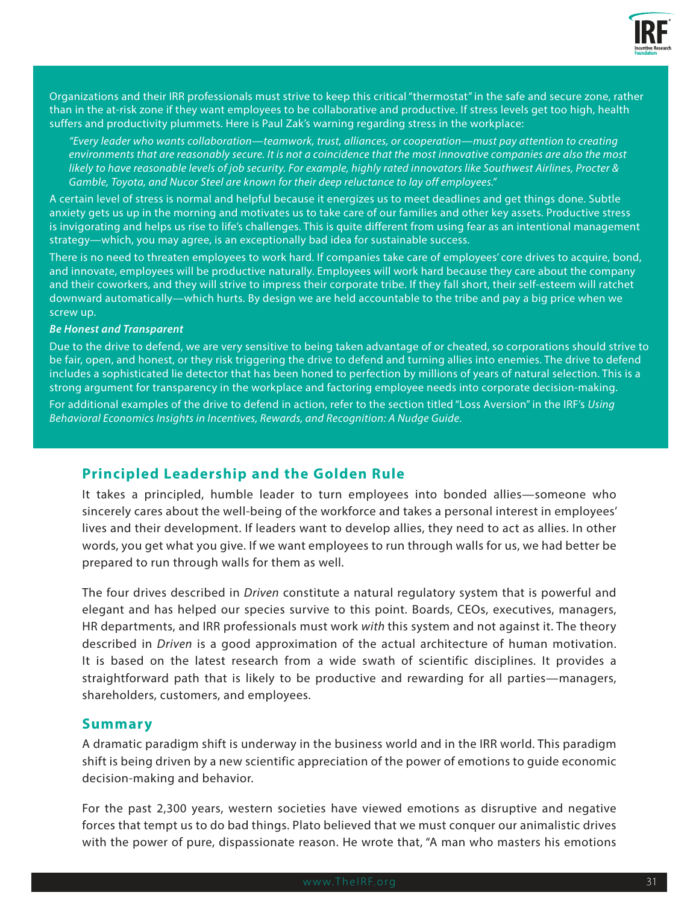Organizations and their IRR professionals must strive to keep this critical "thermostat" in the safe and secure zone, rather than in the at-risk zone if they want employees to be collaborative and productive. If stress levels get too high, health suffers and productivity plummets. Here is Paul Zak's warning regarding stress in the workplace:

> *"Every leader who wants collaboration—teamwork, trust, alliances, or cooperation—must pay attention to creating environments that are reasonably secure. It is not a coincidence that the most innovative companies are also the most likely to have reasonable levels of job security. For example, highly rated innovators like Southwest Airlines, Procter & Gamble, Toyota, and Nucor Steel are known for their deep reluctance to lay off employees."*

A certain level of stress is normal and helpful because it energizes us to meet deadlines and get things done. Subtle anxiety gets us up in the morning and motivates us to take care of our families and other key assets. Productive stress is invigorating and helps us rise to life's challenges. This is quite different from using fear as an intentional management strategy—which, you may agree, is an exceptionally bad idea for sustainable success.

There is no need to threaten employees to work hard. If companies take care of employees' core drives to acquire, bond, and innovate, employees will be productive naturally. Employees will work hard because they care about the company and their coworkers, and they will strive to impress their corporate tribe. If they fall short, their self-esteem will ratchet downward automatically—which hurts. By design we are held accountable to the tribe and pay a big price when we screw up.

***Be Honest and Transparent***

Due to the drive to defend, we are very sensitive to being taken advantage of or cheated, so corporations should strive to be fair, open, and honest, or they risk triggering the drive to defend and turning allies into enemies. The drive to defend includes a sophisticated lie detector that has been honed to perfection by millions of years of natural selection. This is a strong argument for transparency in the workplace and factoring employee needs into corporate decision-making.

For additional examples of the drive to defend in action, refer to the section titled "Loss Aversion" in the IRF's *Using Behavioral Economics Insights in Incentives, Rewards, and Recognition: A Nudge Guide*.

## Principled Leadership and the Golden Rule

It takes a principled, humble leader to turn employees into bonded allies—someone who sincerely cares about the well-being of the workforce and takes a personal interest in employees' lives and their development. If leaders want to develop allies, they need to act as allies. In other words, you get what you give. If we want employees to run through walls for us, we had better be prepared to run through walls for them as well.

The four drives described in *Driven* constitute a natural regulatory system that is powerful and elegant and has helped our species survive to this point. Boards, CEOs, executives, managers, HR departments, and IRR professionals must work *with* this system and not against it. The theory described in *Driven* is a good approximation of the actual architecture of human motivation. It is based on the latest research from a wide swath of scientific disciplines. It provides a straightforward path that is likely to be productive and rewarding for all parties—managers, shareholders, customers, and employees.

## Summary

A dramatic paradigm shift is underway in the business world and in the IRR world. This paradigm shift is being driven by a new scientific appreciation of the power of emotions to guide economic decision-making and behavior.

For the past 2,300 years, western societies have viewed emotions as disruptive and negative forces that tempt us to do bad things. Plato believed that we must conquer our animalistic drives with the power of pure, dispassionate reason. He wrote that, "A man who masters his emotions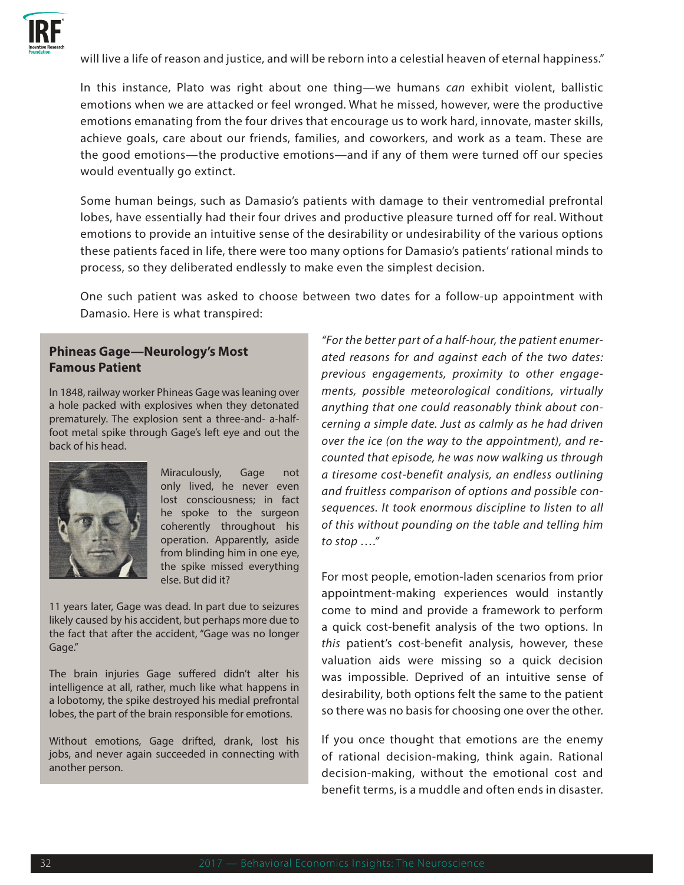will live a life of reason and justice, and will be reborn into a celestial heaven of eternal happiness."

In this instance, Plato was right about one thing—we humans *can* exhibit violent, ballistic emotions when we are attacked or feel wronged. What he missed, however, were the productive emotions emanating from the four drives that encourage us to work hard, innovate, master skills, achieve goals, care about our friends, families, and coworkers, and work as a team. These are the good emotions—the productive emotions—and if any of them were turned off our species would eventually go extinct.

Some human beings, such as Damasio's patients with damage to their ventromedial prefrontal lobes, have essentially had their four drives and productive pleasure turned off for real. Without emotions to provide an intuitive sense of the desirability or undesirability of the various options these patients faced in life, there were too many options for Damasio's patients' rational minds to process, so they deliberated endlessly to make even the simplest decision.

One such patient was asked to choose between two dates for a follow-up appointment with Damasio. Here is what transpired:

*"For the better part of a half-hour, the patient enumerated reasons for and against each of the two dates: previous engagements, proximity to other engagements, possible meteorological conditions, virtually anything that one could reasonably think about concerning a simple date. Just as calmly as he had driven over the ice (on the way to the appointment), and recounted that episode, he was now walking us through a tiresome cost-benefit analysis, an endless outlining and fruitless comparison of options and possible consequences. It took enormous discipline to listen to all of this without pounding on the table and telling him to stop …."*

For most people, emotion-laden scenarios from prior appointment-making experiences would instantly come to mind and provide a framework to perform a quick cost-benefit analysis of the two options. In *this* patient's cost-benefit analysis, however, these valuation aids were missing so a quick decision was impossible. Deprived of an intuitive sense of desirability, both options felt the same to the patient so there was no basis for choosing one over the other.

If you once thought that emotions are the enemy of rational decision-making, think again. Rational decision-making, without the emotional cost and benefit terms, is a muddle and often ends in disaster.

### Phineas Gage—Neurology's Most Famous Patient

In 1848, railway worker Phineas Gage was leaning over a hole packed with explosives when they detonated prematurely. The explosion sent a three-and- a-half-foot metal spike through Gage's left eye and out the back of his head.

Miraculously, Gage not only lived, he never even lost consciousness; in fact he spoke to the surgeon coherently throughout his operation. Apparently, aside from blinding him in one eye, the spike missed everything else. But did it?

11 years later, Gage was dead. In part due to seizures likely caused by his accident, but perhaps more due to the fact that after the accident, "Gage was no longer Gage."

The brain injuries Gage suffered didn't alter his intelligence at all, rather, much like what happens in a lobotomy, the spike destroyed his medial prefrontal lobes, the part of the brain responsible for emotions.

Without emotions, Gage drifted, drank, lost his jobs, and never again succeeded in connecting with another person.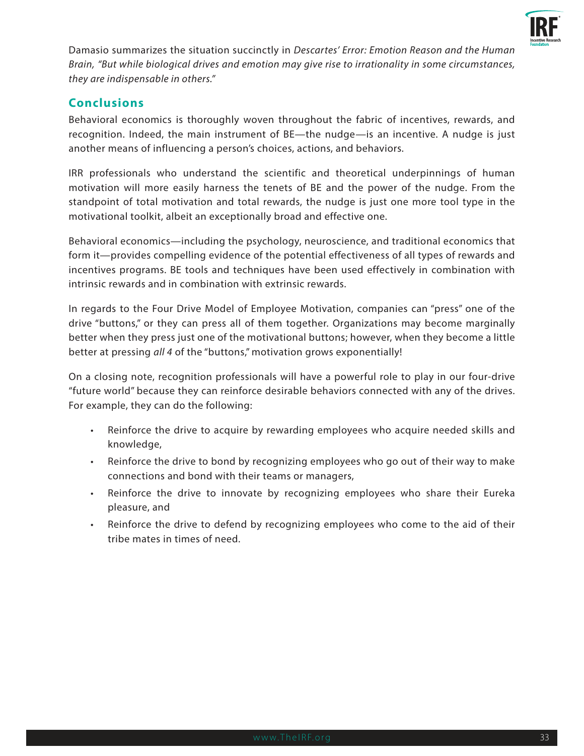Damasio summarizes the situation succinctly in *Descartes' Error: Emotion Reason and the Human Brain, "But while biological drives and emotion may give rise to irrationality in some circumstances, they are indispensable in others."*

## Conclusions

Behavioral economics is thoroughly woven throughout the fabric of incentives, rewards, and recognition. Indeed, the main instrument of BE—the nudge—is an incentive. A nudge is just another means of influencing a person's choices, actions, and behaviors.

IRR professionals who understand the scientific and theoretical underpinnings of human motivation will more easily harness the tenets of BE and the power of the nudge. From the standpoint of total motivation and total rewards, the nudge is just one more tool type in the motivational toolkit, albeit an exceptionally broad and effective one.

Behavioral economics—including the psychology, neuroscience, and traditional economics that form it—provides compelling evidence of the potential effectiveness of all types of rewards and incentives programs. BE tools and techniques have been used effectively in combination with intrinsic rewards and in combination with extrinsic rewards.

In regards to the Four Drive Model of Employee Motivation, companies can "press" one of the drive "buttons," or they can press all of them together. Organizations may become marginally better when they press just one of the motivational buttons; however, when they become a little better at pressing *all 4* of the "buttons," motivation grows exponentially!

On a closing note, recognition professionals will have a powerful role to play in our four-drive "future world" because they can reinforce desirable behaviors connected with any of the drives. For example, they can do the following:

- Reinforce the drive to acquire by rewarding employees who acquire needed skills and knowledge,
- Reinforce the drive to bond by recognizing employees who go out of their way to make connections and bond with their teams or managers,
- Reinforce the drive to innovate by recognizing employees who share their Eureka pleasure, and
- Reinforce the drive to defend by recognizing employees who come to the aid of their tribe mates in times of need.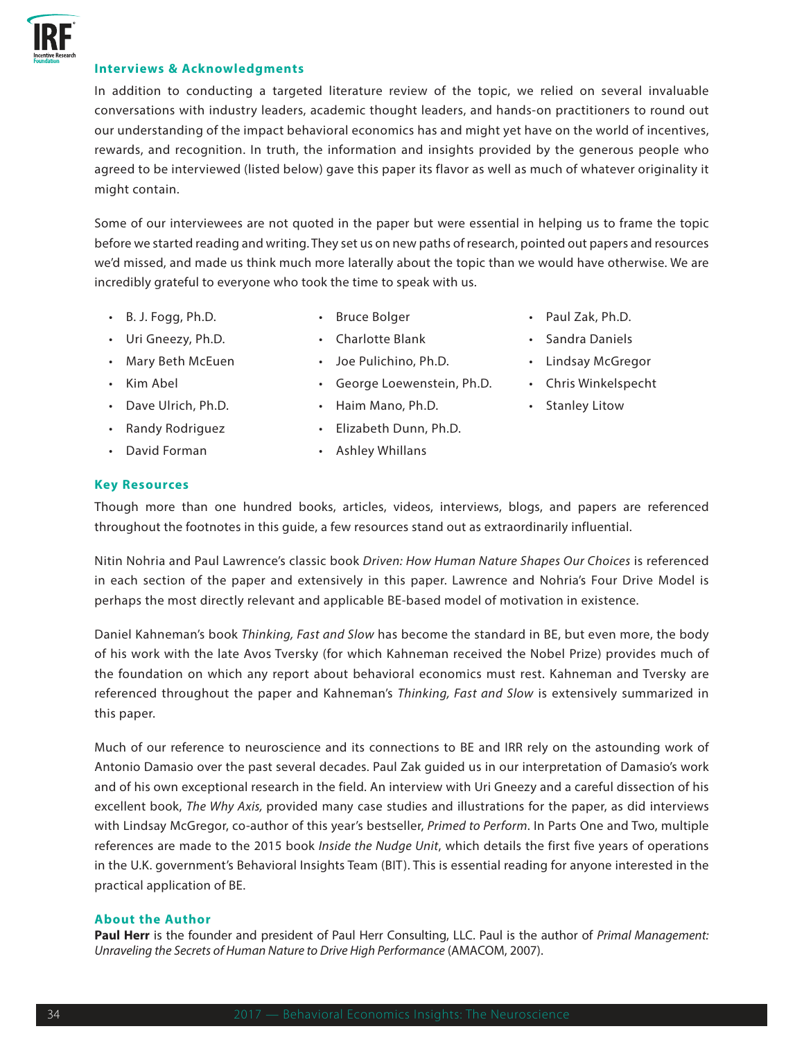## Interviews & Acknowledgments

In addition to conducting a targeted literature review of the topic, we relied on several invaluable conversations with industry leaders, academic thought leaders, and hands-on practitioners to round out our understanding of the impact behavioral economics has and might yet have on the world of incentives, rewards, and recognition. In truth, the information and insights provided by the generous people who agreed to be interviewed (listed below) gave this paper its flavor as well as much of whatever originality it might contain.

Some of our interviewees are not quoted in the paper but were essential in helping us to frame the topic before we started reading and writing. They set us on new paths of research, pointed out papers and resources we'd missed, and made us think much more laterally about the topic than we would have otherwise. We are incredibly grateful to everyone who took the time to speak with us.

- B. J. Fogg, Ph.D.
- Uri Gneezy, Ph.D.
- Mary Beth McEuen
- Kim Abel
- Dave Ulrich, Ph.D.
- Randy Rodriguez
- David Forman
- Bruce Bolger
- Charlotte Blank
- Joe Pulichino, Ph.D.
- George Loewenstein, Ph.D.
- Haim Mano, Ph.D.
- Elizabeth Dunn, Ph.D.
- Ashley Whillans
- Paul Zak, Ph.D.
- Sandra Daniels
- Lindsay McGregor
- Chris Winkelspecht
- Stanley Litow

## Key Resources

Though more than one hundred books, articles, videos, interviews, blogs, and papers are referenced throughout the footnotes in this guide, a few resources stand out as extraordinarily influential.

Nitin Nohria and Paul Lawrence's classic book *Driven: How Human Nature Shapes Our Choices* is referenced in each section of the paper and extensively in this paper. Lawrence and Nohria's Four Drive Model is perhaps the most directly relevant and applicable BE-based model of motivation in existence.

Daniel Kahneman's book *Thinking, Fast and Slow* has become the standard in BE, but even more, the body of his work with the late Avos Tversky (for which Kahneman received the Nobel Prize) provides much of the foundation on which any report about behavioral economics must rest. Kahneman and Tversky are referenced throughout the paper and Kahneman's *Thinking, Fast and Slow* is extensively summarized in this paper.

Much of our reference to neuroscience and its connections to BE and IRR rely on the astounding work of Antonio Damasio over the past several decades. Paul Zak guided us in our interpretation of Damasio's work and of his own exceptional research in the field. An interview with Uri Gneezy and a careful dissection of his excellent book, *The Why Axis,* provided many case studies and illustrations for the paper, as did interviews with Lindsay McGregor, co-author of this year's bestseller, *Primed to Perform*. In Parts One and Two, multiple references are made to the 2015 book *Inside the Nudge Unit*, which details the first five years of operations in the U.K. government's Behavioral Insights Team (BIT). This is essential reading for anyone interested in the practical application of BE.

## About the Author

**Paul Herr** is the founder and president of Paul Herr Consulting, LLC. Paul is the author of *Primal Management: Unraveling the Secrets of Human Nature to Drive High Performance* (AMACOM, 2007).